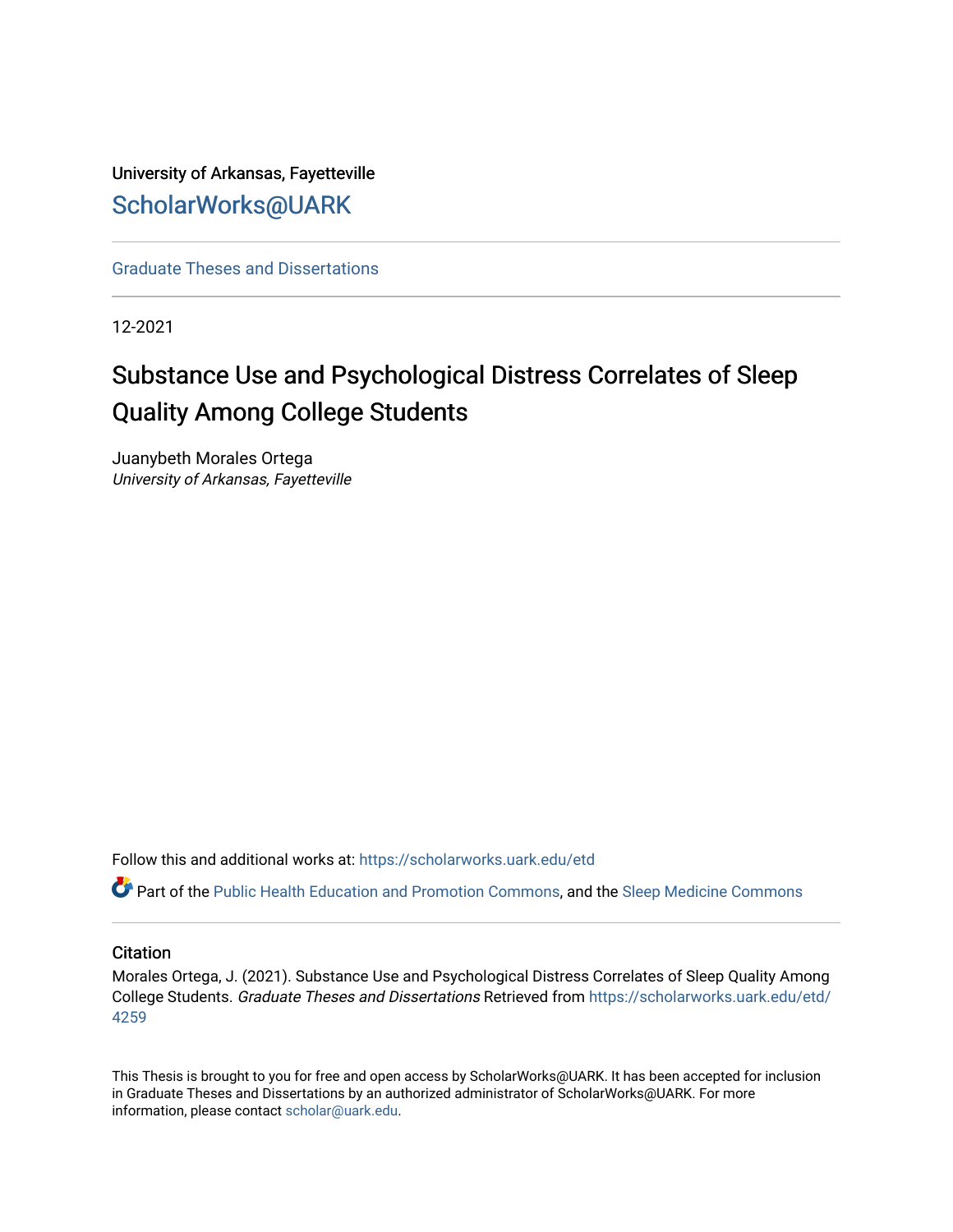University of Arkansas, Fayetteville

ScholarWorks@UARK

Graduate Theses and Dissertations

12-2021

# Substance Use and Psychological Distress Correlates of Sleep Quality Among College Students

Juanybeth Morales Ortega
*University of Arkansas, Fayetteville*

Follow this and additional works at: https://scholarworks.uark.edu/etd

Part of the Public Health Education and Promotion Commons, and the Sleep Medicine Commons

## Citation

Morales Ortega, J. (2021). Substance Use and Psychological Distress Correlates of Sleep Quality Among College Students. *Graduate Theses and Dissertations* Retrieved from https://scholarworks.uark.edu/etd/4259

This Thesis is brought to you for free and open access by ScholarWorks@UARK. It has been accepted for inclusion in Graduate Theses and Dissertations by an authorized administrator of ScholarWorks@UARK. For more information, please contact scholar@uark.edu.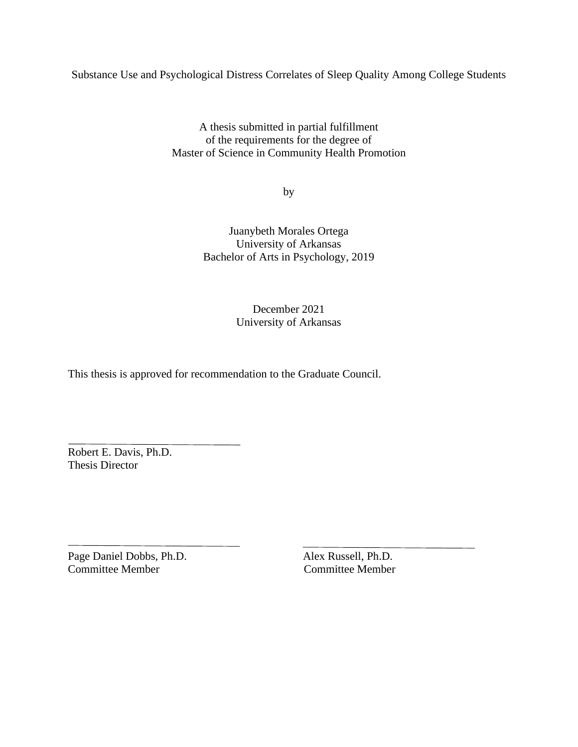Substance Use and Psychological Distress Correlates of Sleep Quality Among College Students

A thesis submitted in partial fulfillment  
of the requirements for the degree of  
Master of Science in Community Health Promotion

by

Juanybeth Morales Ortega  
University of Arkansas  
Bachelor of Arts in Psychology, 2019

December 2021  
University of Arkansas

This thesis is approved for recommendation to the Graduate Council.

\_\_\_\_\_\_\_\_\_\_\_\_\_\_\_\_\_\_\_\_\_\_\_\_\_\_\_\_\_\_\_\_\_\_  
Robert E. Davis, Ph.D.  
Thesis Director

\_\_\_\_\_\_\_\_\_\_\_\_\_\_\_\_\_\_\_\_\_\_\_\_\_\_\_\_\_\_\_\_\_\_  
Page Daniel Dobbs, Ph.D.  
Committee Member

\_\_\_\_\_\_\_\_\_\_\_\_\_\_\_\_\_\_\_\_\_\_\_\_\_\_\_\_\_\_\_\_\_\_  
Alex Russell, Ph.D.  
Committee Member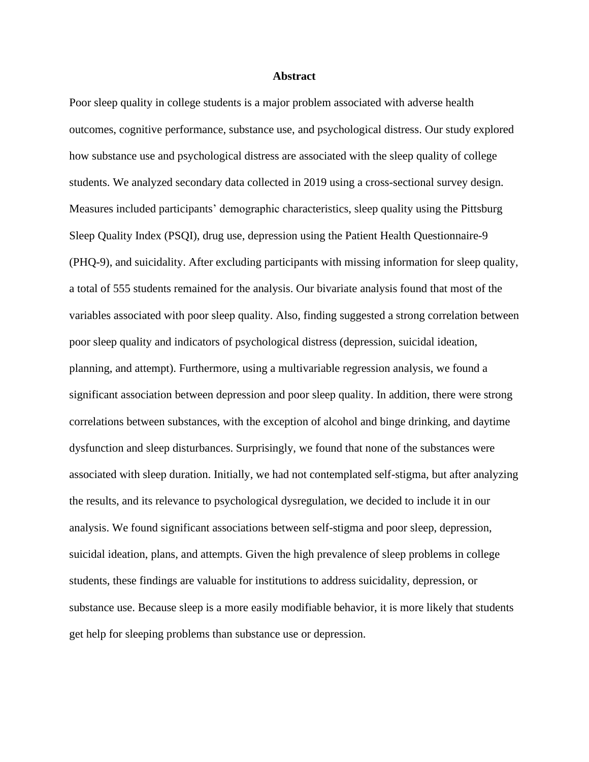**Abstract**

Poor sleep quality in college students is a major problem associated with adverse health outcomes, cognitive performance, substance use, and psychological distress. Our study explored how substance use and psychological distress are associated with the sleep quality of college students. We analyzed secondary data collected in 2019 using a cross-sectional survey design. Measures included participants' demographic characteristics, sleep quality using the Pittsburg Sleep Quality Index (PSQI), drug use, depression using the Patient Health Questionnaire-9 (PHQ-9), and suicidality. After excluding participants with missing information for sleep quality, a total of 555 students remained for the analysis. Our bivariate analysis found that most of the variables associated with poor sleep quality. Also, finding suggested a strong correlation between poor sleep quality and indicators of psychological distress (depression, suicidal ideation, planning, and attempt). Furthermore, using a multivariable regression analysis, we found a significant association between depression and poor sleep quality. In addition, there were strong correlations between substances, with the exception of alcohol and binge drinking, and daytime dysfunction and sleep disturbances. Surprisingly, we found that none of the substances were associated with sleep duration. Initially, we had not contemplated self-stigma, but after analyzing the results, and its relevance to psychological dysregulation, we decided to include it in our analysis. We found significant associations between self-stigma and poor sleep, depression, suicidal ideation, plans, and attempts. Given the high prevalence of sleep problems in college students, these findings are valuable for institutions to address suicidality, depression, or substance use. Because sleep is a more easily modifiable behavior, it is more likely that students get help for sleeping problems than substance use or depression.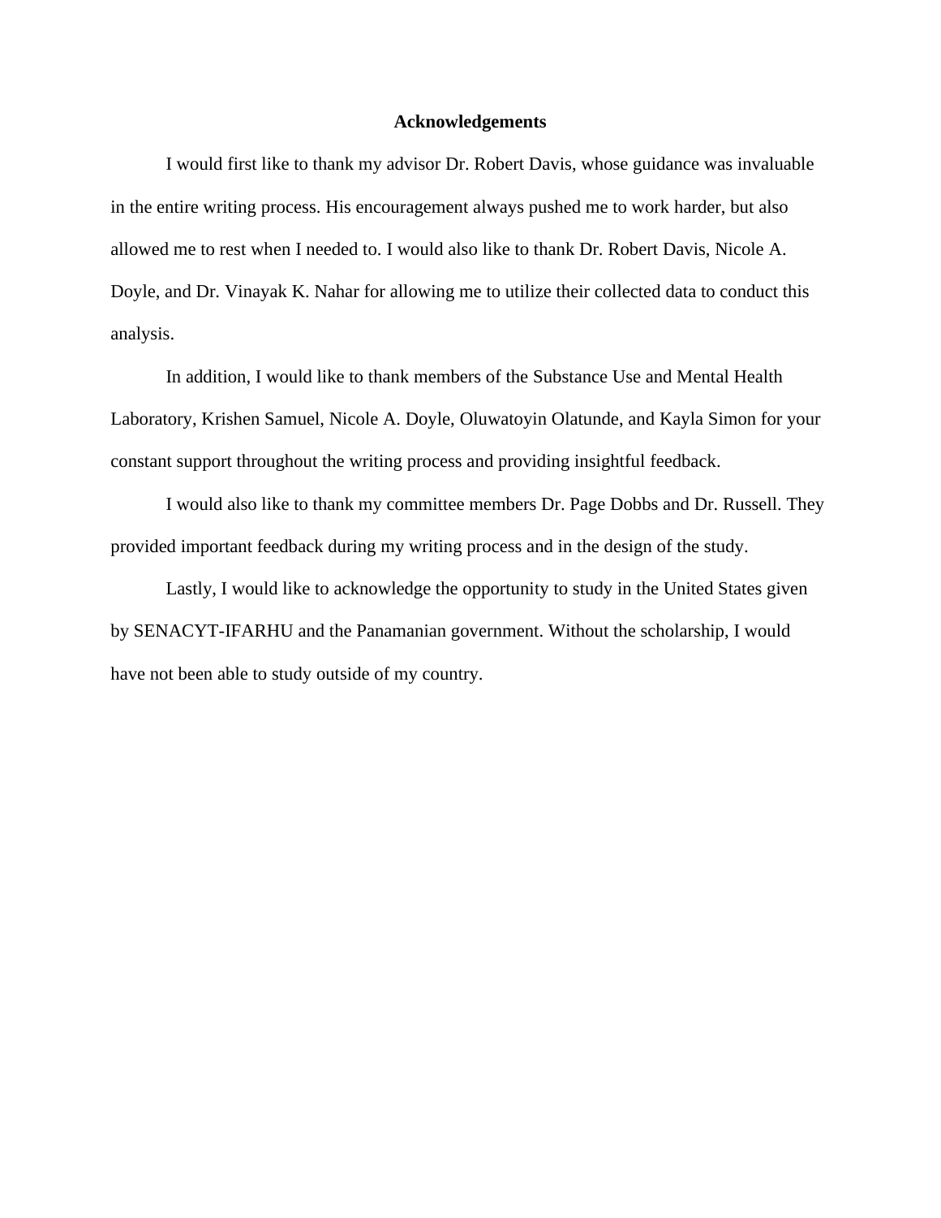# Acknowledgements

I would first like to thank my advisor Dr. Robert Davis, whose guidance was invaluable in the entire writing process. His encouragement always pushed me to work harder, but also allowed me to rest when I needed to. I would also like to thank Dr. Robert Davis, Nicole A. Doyle, and Dr. Vinayak K. Nahar for allowing me to utilize their collected data to conduct this analysis.

In addition, I would like to thank members of the Substance Use and Mental Health Laboratory, Krishen Samuel, Nicole A. Doyle, Oluwatoyin Olatunde, and Kayla Simon for your constant support throughout the writing process and providing insightful feedback.

I would also like to thank my committee members Dr. Page Dobbs and Dr. Russell. They provided important feedback during my writing process and in the design of the study.

Lastly, I would like to acknowledge the opportunity to study in the United States given by SENACYT-IFARHU and the Panamanian government. Without the scholarship, I would have not been able to study outside of my country.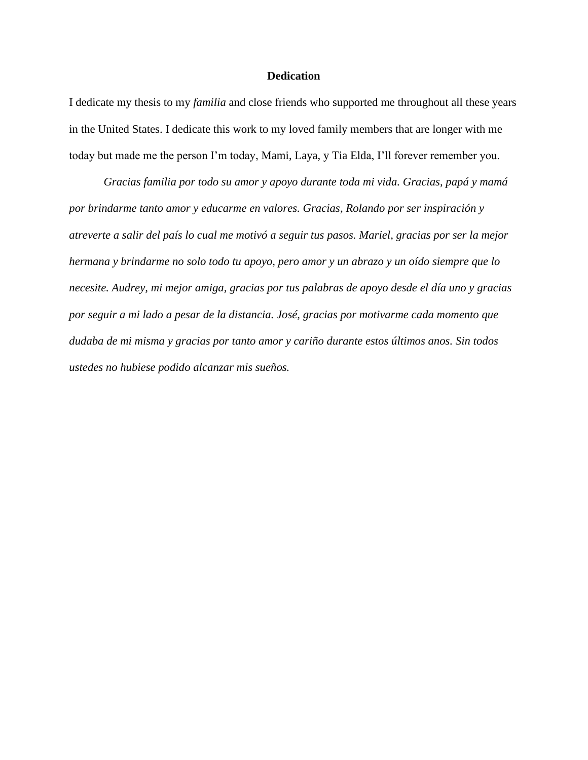# Dedication

I dedicate my thesis to my *familia* and close friends who supported me throughout all these years in the United States. I dedicate this work to my loved family members that are longer with me today but made me the person I'm today, Mami, Laya, y Tia Elda, I'll forever remember you.

*Gracias familia por todo su amor y apoyo durante toda mi vida. Gracias, papá y mamá por brindarme tanto amor y educarme en valores. Gracias, Rolando por ser inspiración y atreverte a salir del país lo cual me motivó a seguir tus pasos. Mariel, gracias por ser la mejor hermana y brindarme no solo todo tu apoyo, pero amor y un abrazo y un oído siempre que lo necesite. Audrey, mi mejor amiga, gracias por tus palabras de apoyo desde el día uno y gracias por seguir a mi lado a pesar de la distancia. José, gracias por motivarme cada momento que dudaba de mi misma y gracias por tanto amor y cariño durante estos últimos anos. Sin todos ustedes no hubiese podido alcanzar mis sueños.*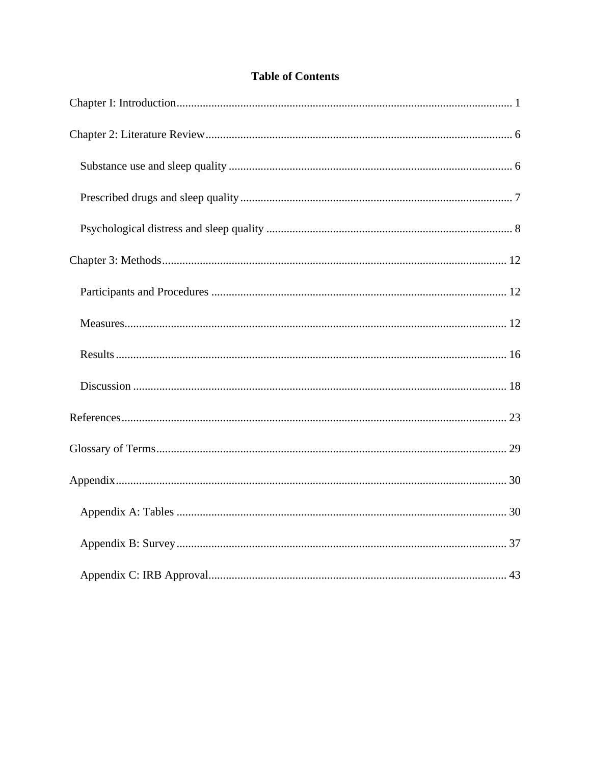# Table of Contents

Chapter I: Introduction .................................................................................................... 1

Chapter 2: Literature Review ........................................................................................... 6

- Substance use and sleep quality .................................................................................... 6
- Prescribed drugs and sleep quality ................................................................................ 7
- Psychological distress and sleep quality ....................................................................... 8

Chapter 3: Methods ........................................................................................................ 12

- Participants and Procedures ........................................................................................ 12
- Measures ...................................................................................................................... 12
- Results ......................................................................................................................... 16
- Discussion .................................................................................................................... 18

References ...................................................................................................................... 23

Glossary of Terms .......................................................................................................... 29

Appendix ........................................................................................................................ 30

- Appendix A: Tables ..................................................................................................... 30
- Appendix B: Survey ..................................................................................................... 37
- Appendix C: IRB Approval .......................................................................................... 43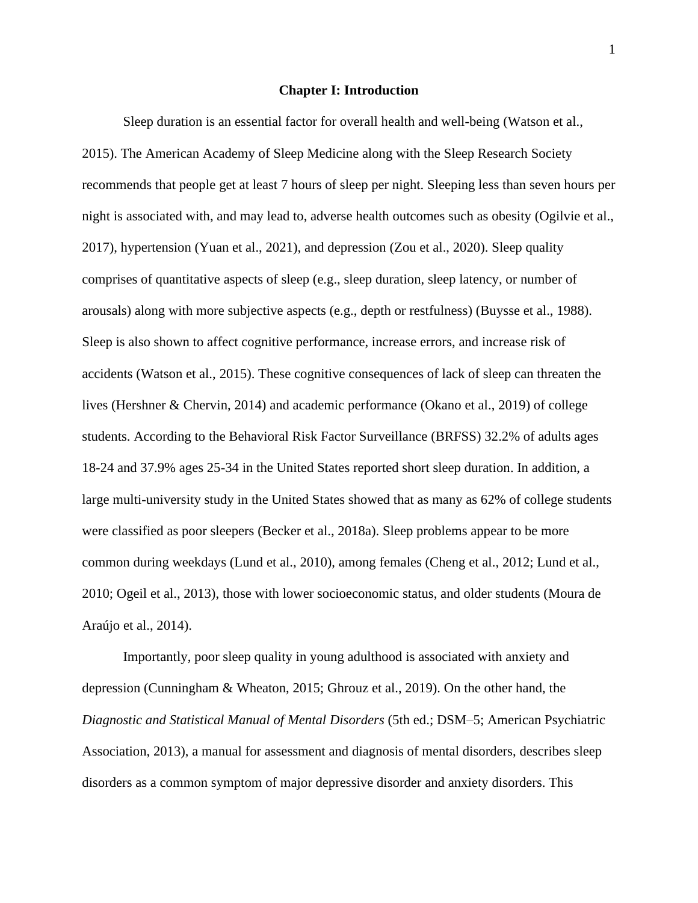# Chapter I: Introduction

Sleep duration is an essential factor for overall health and well-being (Watson et al., 2015). The American Academy of Sleep Medicine along with the Sleep Research Society recommends that people get at least 7 hours of sleep per night. Sleeping less than seven hours per night is associated with, and may lead to, adverse health outcomes such as obesity (Ogilvie et al., 2017), hypertension (Yuan et al., 2021), and depression (Zou et al., 2020). Sleep quality comprises of quantitative aspects of sleep (e.g., sleep duration, sleep latency, or number of arousals) along with more subjective aspects (e.g., depth or restfulness) (Buysse et al., 1988). Sleep is also shown to affect cognitive performance, increase errors, and increase risk of accidents (Watson et al., 2015). These cognitive consequences of lack of sleep can threaten the lives (Hershner & Chervin, 2014) and academic performance (Okano et al., 2019) of college students. According to the Behavioral Risk Factor Surveillance (BRFSS) 32.2% of adults ages 18-24 and 37.9% ages 25-34 in the United States reported short sleep duration. In addition, a large multi-university study in the United States showed that as many as 62% of college students were classified as poor sleepers (Becker et al., 2018a). Sleep problems appear to be more common during weekdays (Lund et al., 2010), among females (Cheng et al., 2012; Lund et al., 2010; Ogeil et al., 2013), those with lower socioeconomic status, and older students (Moura de Araújo et al., 2014).

Importantly, poor sleep quality in young adulthood is associated with anxiety and depression (Cunningham & Wheaton, 2015; Ghrouz et al., 2019). On the other hand, the *Diagnostic and Statistical Manual of Mental Disorders* (5th ed.; DSM–5; American Psychiatric Association, 2013), a manual for assessment and diagnosis of mental disorders, describes sleep disorders as a common symptom of major depressive disorder and anxiety disorders. This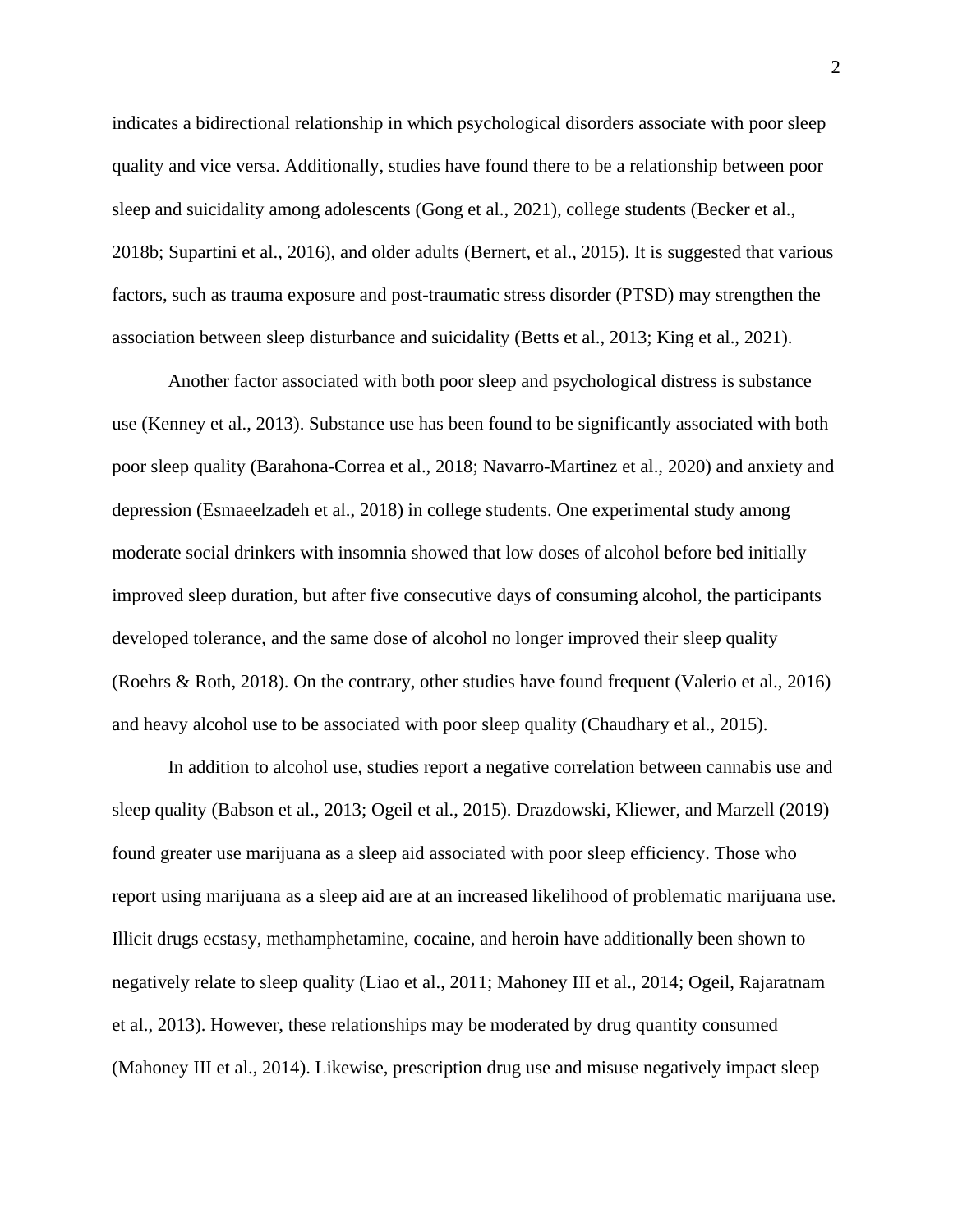indicates a bidirectional relationship in which psychological disorders associate with poor sleep quality and vice versa. Additionally, studies have found there to be a relationship between poor sleep and suicidality among adolescents (Gong et al., 2021), college students (Becker et al., 2018b; Supartini et al., 2016), and older adults (Bernert, et al., 2015). It is suggested that various factors, such as trauma exposure and post-traumatic stress disorder (PTSD) may strengthen the association between sleep disturbance and suicidality (Betts et al., 2013; King et al., 2021).

Another factor associated with both poor sleep and psychological distress is substance use (Kenney et al., 2013). Substance use has been found to be significantly associated with both poor sleep quality (Barahona-Correa et al., 2018; Navarro-Martinez et al., 2020) and anxiety and depression (Esmaeelzadeh et al., 2018) in college students. One experimental study among moderate social drinkers with insomnia showed that low doses of alcohol before bed initially improved sleep duration, but after five consecutive days of consuming alcohol, the participants developed tolerance, and the same dose of alcohol no longer improved their sleep quality (Roehrs & Roth, 2018). On the contrary, other studies have found frequent (Valerio et al., 2016) and heavy alcohol use to be associated with poor sleep quality (Chaudhary et al., 2015).

In addition to alcohol use, studies report a negative correlation between cannabis use and sleep quality (Babson et al., 2013; Ogeil et al., 2015). Drazdowski, Kliewer, and Marzell (2019) found greater use marijuana as a sleep aid associated with poor sleep efficiency. Those who report using marijuana as a sleep aid are at an increased likelihood of problematic marijuana use. Illicit drugs ecstasy, methamphetamine, cocaine, and heroin have additionally been shown to negatively relate to sleep quality (Liao et al., 2011; Mahoney III et al., 2014; Ogeil, Rajaratnam et al., 2013). However, these relationships may be moderated by drug quantity consumed (Mahoney III et al., 2014). Likewise, prescription drug use and misuse negatively impact sleep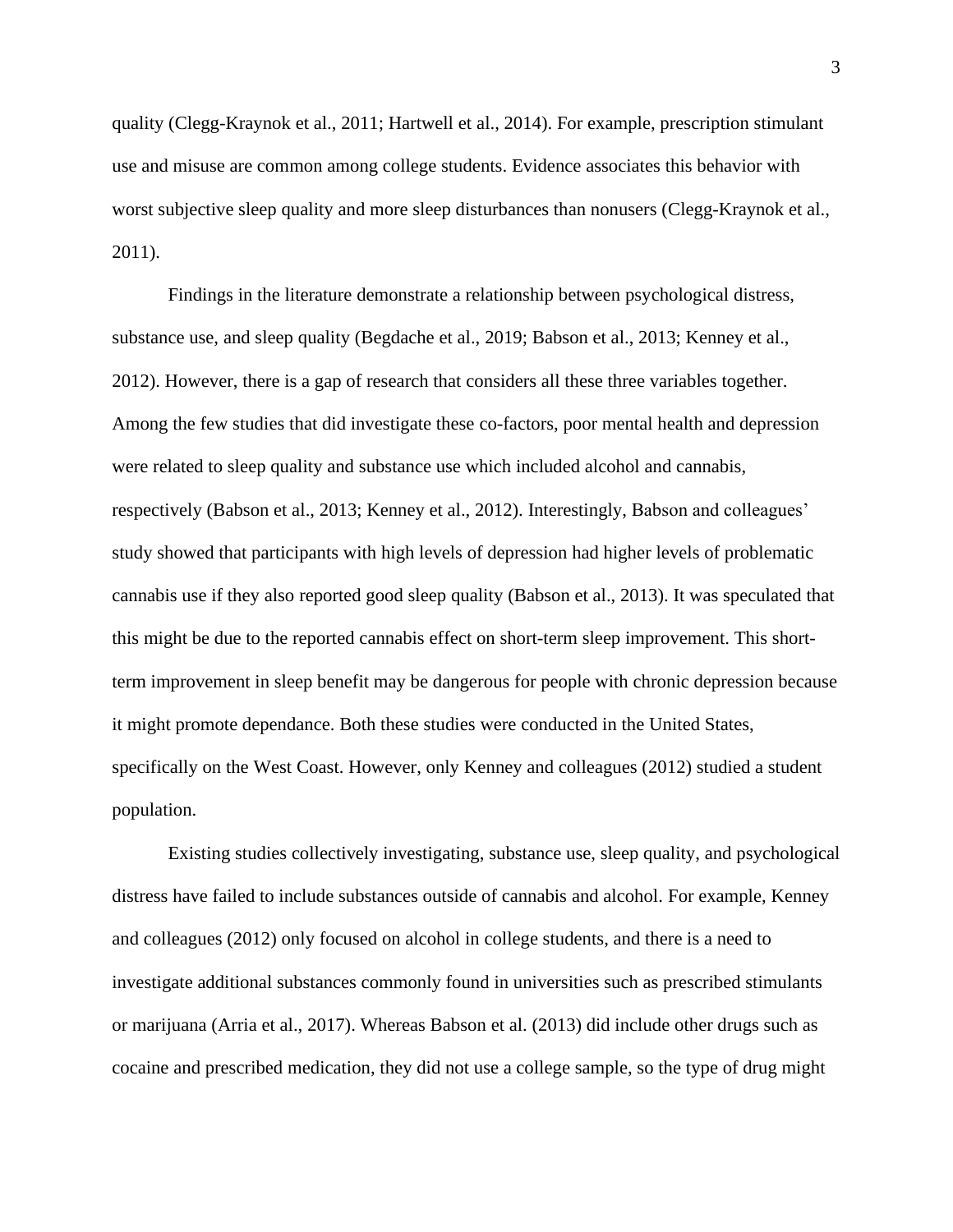quality (Clegg-Kraynok et al., 2011; Hartwell et al., 2014). For example, prescription stimulant use and misuse are common among college students. Evidence associates this behavior with worst subjective sleep quality and more sleep disturbances than nonusers (Clegg-Kraynok et al., 2011).

Findings in the literature demonstrate a relationship between psychological distress, substance use, and sleep quality (Begdache et al., 2019; Babson et al., 2013; Kenney et al., 2012). However, there is a gap of research that considers all these three variables together. Among the few studies that did investigate these co-factors, poor mental health and depression were related to sleep quality and substance use which included alcohol and cannabis, respectively (Babson et al., 2013; Kenney et al., 2012). Interestingly, Babson and colleagues' study showed that participants with high levels of depression had higher levels of problematic cannabis use if they also reported good sleep quality (Babson et al., 2013). It was speculated that this might be due to the reported cannabis effect on short-term sleep improvement. This short-term improvement in sleep benefit may be dangerous for people with chronic depression because it might promote dependance. Both these studies were conducted in the United States, specifically on the West Coast. However, only Kenney and colleagues (2012) studied a student population.

Existing studies collectively investigating, substance use, sleep quality, and psychological distress have failed to include substances outside of cannabis and alcohol. For example, Kenney and colleagues (2012) only focused on alcohol in college students, and there is a need to investigate additional substances commonly found in universities such as prescribed stimulants or marijuana (Arria et al., 2017). Whereas Babson et al. (2013) did include other drugs such as cocaine and prescribed medication, they did not use a college sample, so the type of drug might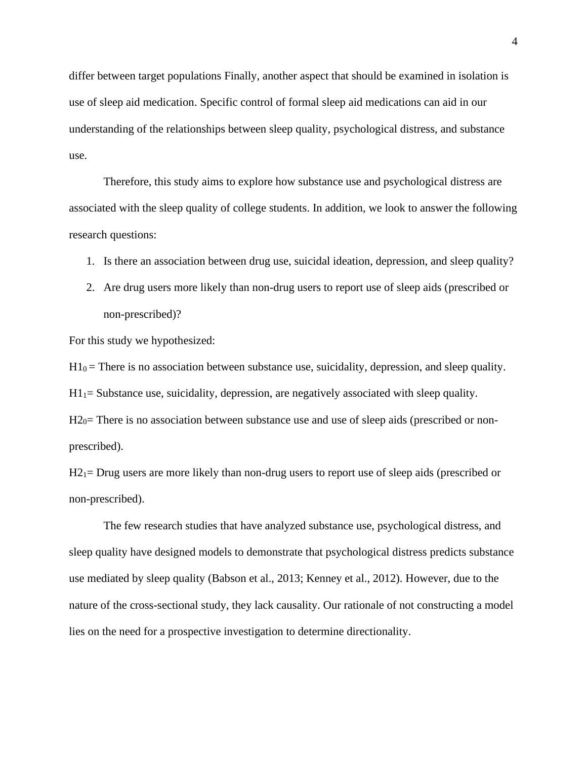differ between target populations Finally, another aspect that should be examined in isolation is use of sleep aid medication. Specific control of formal sleep aid medications can aid in our understanding of the relationships between sleep quality, psychological distress, and substance use.

Therefore, this study aims to explore how substance use and psychological distress are associated with the sleep quality of college students. In addition, we look to answer the following research questions:

1. Is there an association between drug use, suicidal ideation, depression, and sleep quality?
2. Are drug users more likely than non-drug users to report use of sleep aids (prescribed or non-prescribed)?

For this study we hypothesized:

$H1_0$ = There is no association between substance use, suicidality, depression, and sleep quality.

$H1_1$= Substance use, suicidality, depression, are negatively associated with sleep quality.

$H2_0$= There is no association between substance use and use of sleep aids (prescribed or non-prescribed).

$H2_1$= Drug users are more likely than non-drug users to report use of sleep aids (prescribed or non-prescribed).

The few research studies that have analyzed substance use, psychological distress, and sleep quality have designed models to demonstrate that psychological distress predicts substance use mediated by sleep quality (Babson et al., 2013; Kenney et al., 2012). However, due to the nature of the cross-sectional study, they lack causality. Our rationale of not constructing a model lies on the need for a prospective investigation to determine directionality.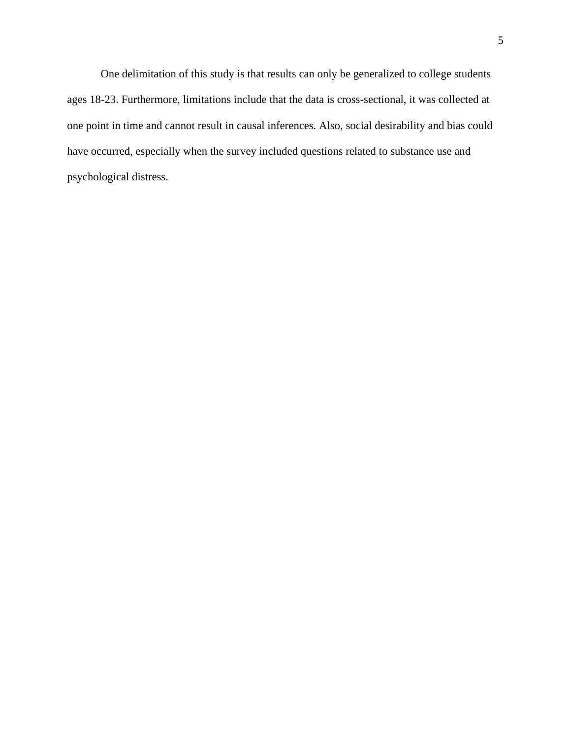One delimitation of this study is that results can only be generalized to college students ages 18-23. Furthermore, limitations include that the data is cross-sectional, it was collected at one point in time and cannot result in causal inferences. Also, social desirability and bias could have occurred, especially when the survey included questions related to substance use and psychological distress.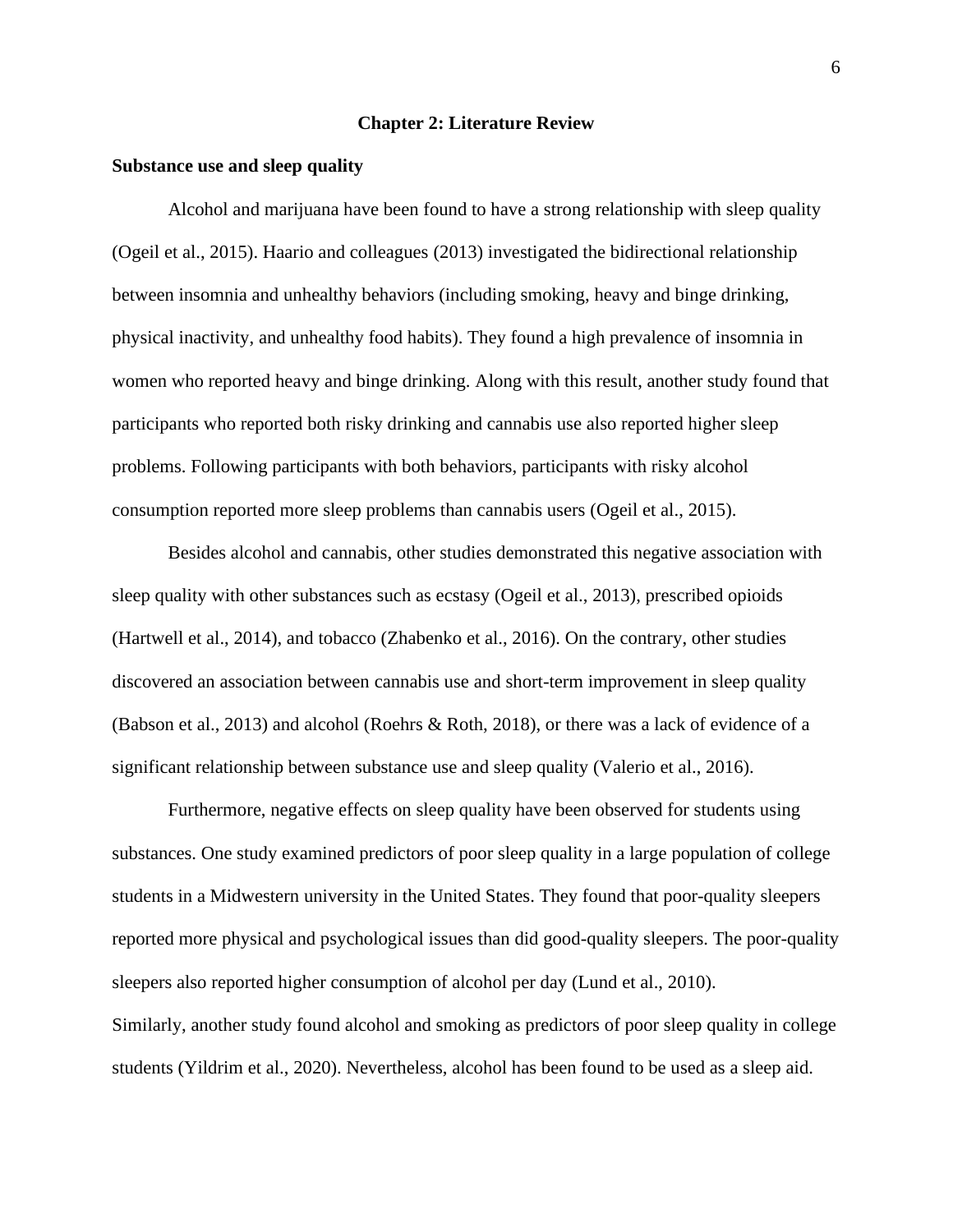# Chapter 2: Literature Review

## Substance use and sleep quality

Alcohol and marijuana have been found to have a strong relationship with sleep quality (Ogeil et al., 2015). Haario and colleagues (2013) investigated the bidirectional relationship between insomnia and unhealthy behaviors (including smoking, heavy and binge drinking, physical inactivity, and unhealthy food habits). They found a high prevalence of insomnia in women who reported heavy and binge drinking. Along with this result, another study found that participants who reported both risky drinking and cannabis use also reported higher sleep problems. Following participants with both behaviors, participants with risky alcohol consumption reported more sleep problems than cannabis users (Ogeil et al., 2015).

Besides alcohol and cannabis, other studies demonstrated this negative association with sleep quality with other substances such as ecstasy (Ogeil et al., 2013), prescribed opioids (Hartwell et al., 2014), and tobacco (Zhabenko et al., 2016). On the contrary, other studies discovered an association between cannabis use and short-term improvement in sleep quality (Babson et al., 2013) and alcohol (Roehrs & Roth, 2018), or there was a lack of evidence of a significant relationship between substance use and sleep quality (Valerio et al., 2016).

Furthermore, negative effects on sleep quality have been observed for students using substances. One study examined predictors of poor sleep quality in a large population of college students in a Midwestern university in the United States. They found that poor-quality sleepers reported more physical and psychological issues than did good-quality sleepers. The poor-quality sleepers also reported higher consumption of alcohol per day (Lund et al., 2010).
Similarly, another study found alcohol and smoking as predictors of poor sleep quality in college students (Yildrim et al., 2020). Nevertheless, alcohol has been found to be used as a sleep aid.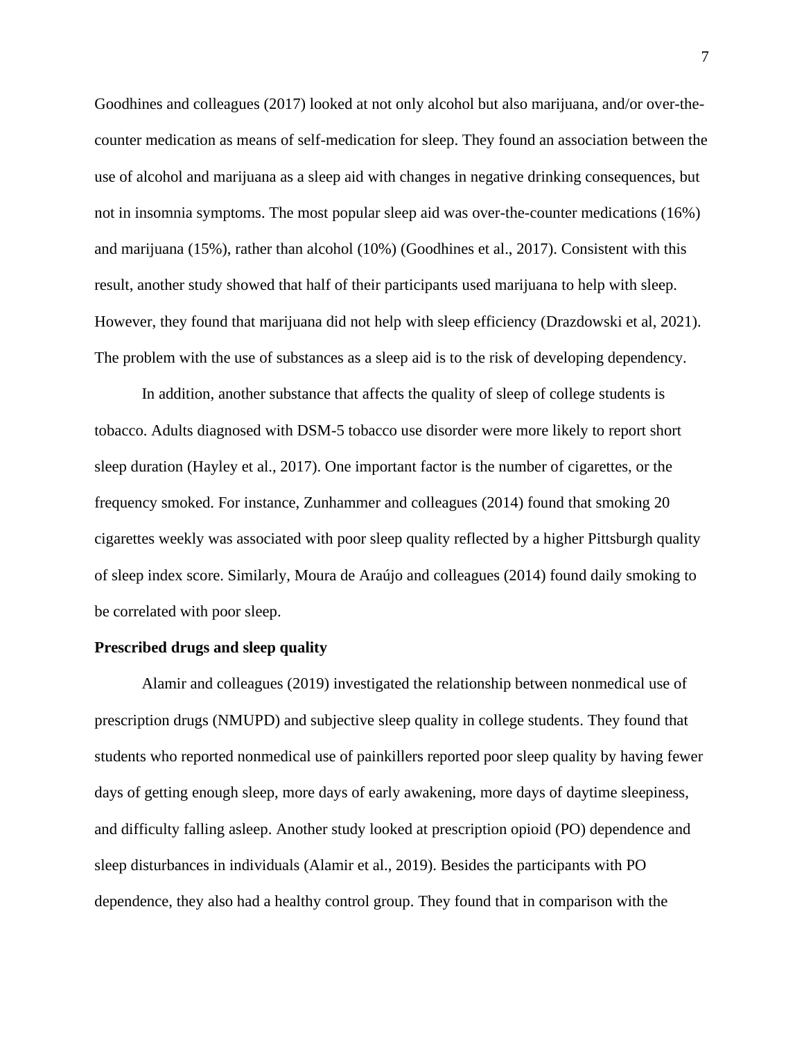Goodhines and colleagues (2017) looked at not only alcohol but also marijuana, and/or over-the-counter medication as means of self-medication for sleep. They found an association between the use of alcohol and marijuana as a sleep aid with changes in negative drinking consequences, but not in insomnia symptoms. The most popular sleep aid was over-the-counter medications (16%) and marijuana (15%), rather than alcohol (10%) (Goodhines et al., 2017). Consistent with this result, another study showed that half of their participants used marijuana to help with sleep. However, they found that marijuana did not help with sleep efficiency (Drazdowski et al, 2021). The problem with the use of substances as a sleep aid is to the risk of developing dependency.

In addition, another substance that affects the quality of sleep of college students is tobacco. Adults diagnosed with DSM-5 tobacco use disorder were more likely to report short sleep duration (Hayley et al., 2017). One important factor is the number of cigarettes, or the frequency smoked. For instance, Zunhammer and colleagues (2014) found that smoking 20 cigarettes weekly was associated with poor sleep quality reflected by a higher Pittsburgh quality of sleep index score. Similarly, Moura de Araújo and colleagues (2014) found daily smoking to be correlated with poor sleep.

**Prescribed drugs and sleep quality**

Alamir and colleagues (2019) investigated the relationship between nonmedical use of prescription drugs (NMUPD) and subjective sleep quality in college students. They found that students who reported nonmedical use of painkillers reported poor sleep quality by having fewer days of getting enough sleep, more days of early awakening, more days of daytime sleepiness, and difficulty falling asleep. Another study looked at prescription opioid (PO) dependence and sleep disturbances in individuals (Alamir et al., 2019). Besides the participants with PO dependence, they also had a healthy control group. They found that in comparison with the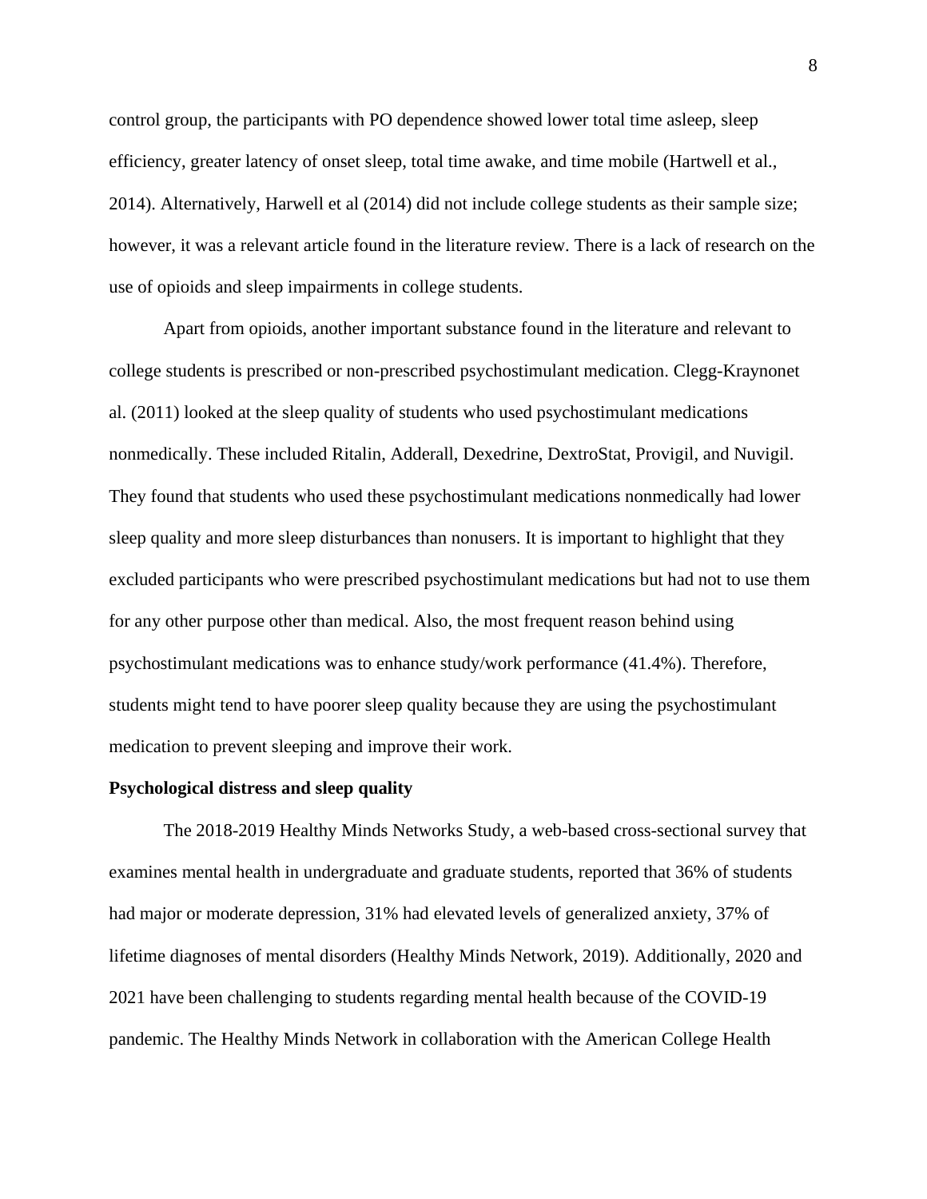control group, the participants with PO dependence showed lower total time asleep, sleep efficiency, greater latency of onset sleep, total time awake, and time mobile (Hartwell et al., 2014). Alternatively, Harwell et al (2014) did not include college students as their sample size; however, it was a relevant article found in the literature review. There is a lack of research on the use of opioids and sleep impairments in college students.

Apart from opioids, another important substance found in the literature and relevant to college students is prescribed or non-prescribed psychostimulant medication. Clegg-Kraynonet al. (2011) looked at the sleep quality of students who used psychostimulant medications nonmedically. These included Ritalin, Adderall, Dexedrine, DextroStat, Provigil, and Nuvigil. They found that students who used these psychostimulant medications nonmedically had lower sleep quality and more sleep disturbances than nonusers. It is important to highlight that they excluded participants who were prescribed psychostimulant medications but had not to use them for any other purpose other than medical. Also, the most frequent reason behind using psychostimulant medications was to enhance study/work performance (41.4%). Therefore, students might tend to have poorer sleep quality because they are using the psychostimulant medication to prevent sleeping and improve their work.

**Psychological distress and sleep quality**

The 2018-2019 Healthy Minds Networks Study, a web-based cross-sectional survey that examines mental health in undergraduate and graduate students, reported that 36% of students had major or moderate depression, 31% had elevated levels of generalized anxiety, 37% of lifetime diagnoses of mental disorders (Healthy Minds Network, 2019). Additionally, 2020 and 2021 have been challenging to students regarding mental health because of the COVID-19 pandemic. The Healthy Minds Network in collaboration with the American College Health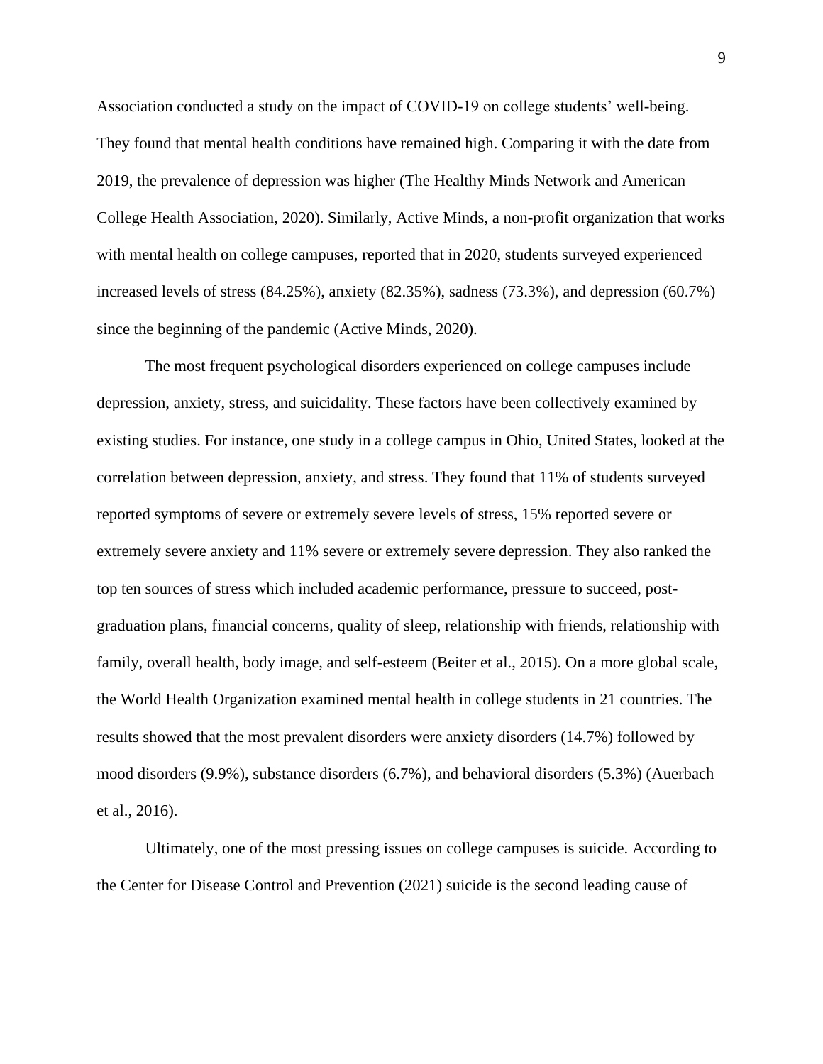Association conducted a study on the impact of COVID-19 on college students' well-being. They found that mental health conditions have remained high. Comparing it with the date from 2019, the prevalence of depression was higher (The Healthy Minds Network and American College Health Association, 2020). Similarly, Active Minds, a non-profit organization that works with mental health on college campuses, reported that in 2020, students surveyed experienced increased levels of stress (84.25%), anxiety (82.35%), sadness (73.3%), and depression (60.7%) since the beginning of the pandemic (Active Minds, 2020).

The most frequent psychological disorders experienced on college campuses include depression, anxiety, stress, and suicidality. These factors have been collectively examined by existing studies. For instance, one study in a college campus in Ohio, United States, looked at the correlation between depression, anxiety, and stress. They found that 11% of students surveyed reported symptoms of severe or extremely severe levels of stress, 15% reported severe or extremely severe anxiety and 11% severe or extremely severe depression. They also ranked the top ten sources of stress which included academic performance, pressure to succeed, post-graduation plans, financial concerns, quality of sleep, relationship with friends, relationship with family, overall health, body image, and self-esteem (Beiter et al., 2015). On a more global scale, the World Health Organization examined mental health in college students in 21 countries. The results showed that the most prevalent disorders were anxiety disorders (14.7%) followed by mood disorders (9.9%), substance disorders (6.7%), and behavioral disorders (5.3%) (Auerbach et al., 2016).

Ultimately, one of the most pressing issues on college campuses is suicide. According to the Center for Disease Control and Prevention (2021) suicide is the second leading cause of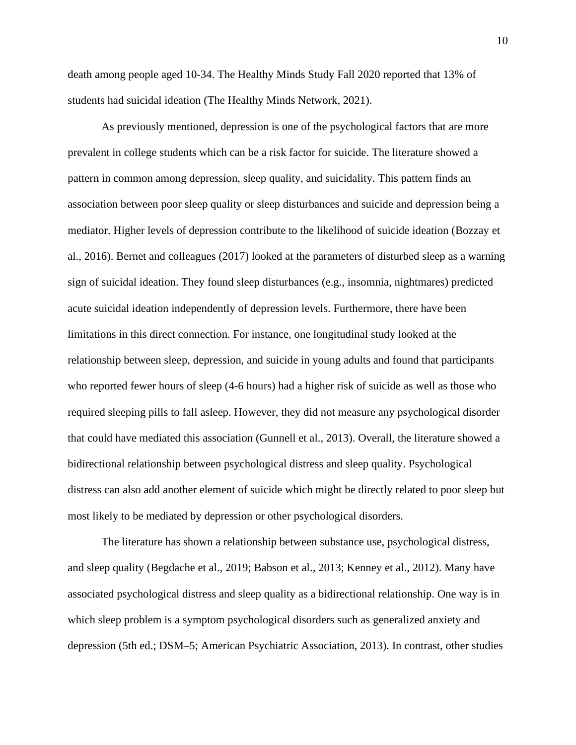death among people aged 10-34. The Healthy Minds Study Fall 2020 reported that 13% of students had suicidal ideation (The Healthy Minds Network, 2021).

As previously mentioned, depression is one of the psychological factors that are more prevalent in college students which can be a risk factor for suicide. The literature showed a pattern in common among depression, sleep quality, and suicidality. This pattern finds an association between poor sleep quality or sleep disturbances and suicide and depression being a mediator. Higher levels of depression contribute to the likelihood of suicide ideation (Bozzay et al., 2016). Bernet and colleagues (2017) looked at the parameters of disturbed sleep as a warning sign of suicidal ideation. They found sleep disturbances (e.g., insomnia, nightmares) predicted acute suicidal ideation independently of depression levels. Furthermore, there have been limitations in this direct connection. For instance, one longitudinal study looked at the relationship between sleep, depression, and suicide in young adults and found that participants who reported fewer hours of sleep (4-6 hours) had a higher risk of suicide as well as those who required sleeping pills to fall asleep. However, they did not measure any psychological disorder that could have mediated this association (Gunnell et al., 2013). Overall, the literature showed a bidirectional relationship between psychological distress and sleep quality. Psychological distress can also add another element of suicide which might be directly related to poor sleep but most likely to be mediated by depression or other psychological disorders.

The literature has shown a relationship between substance use, psychological distress, and sleep quality (Begdache et al., 2019; Babson et al., 2013; Kenney et al., 2012). Many have associated psychological distress and sleep quality as a bidirectional relationship. One way is in which sleep problem is a symptom psychological disorders such as generalized anxiety and depression (5th ed.; DSM–5; American Psychiatric Association, 2013). In contrast, other studies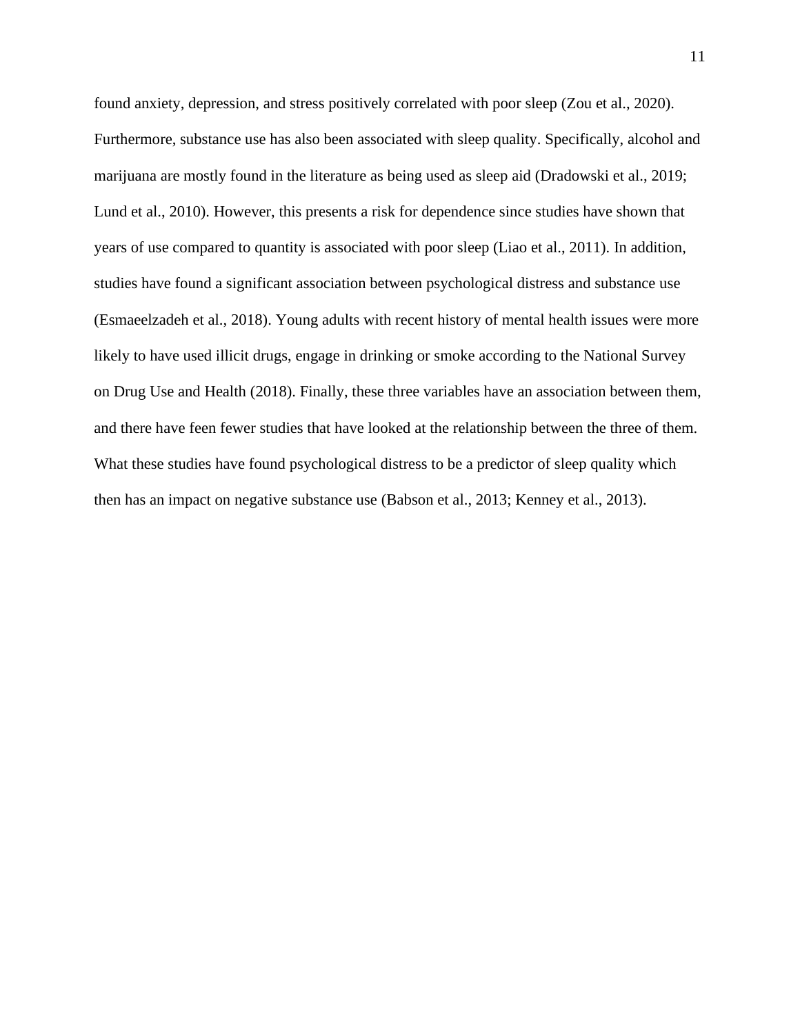found anxiety, depression, and stress positively correlated with poor sleep (Zou et al., 2020). Furthermore, substance use has also been associated with sleep quality. Specifically, alcohol and marijuana are mostly found in the literature as being used as sleep aid (Dradowski et al., 2019; Lund et al., 2010). However, this presents a risk for dependence since studies have shown that years of use compared to quantity is associated with poor sleep (Liao et al., 2011). In addition, studies have found a significant association between psychological distress and substance use (Esmaeelzadeh et al., 2018). Young adults with recent history of mental health issues were more likely to have used illicit drugs, engage in drinking or smoke according to the National Survey on Drug Use and Health (2018). Finally, these three variables have an association between them, and there have feen fewer studies that have looked at the relationship between the three of them. What these studies have found psychological distress to be a predictor of sleep quality which then has an impact on negative substance use (Babson et al., 2013; Kenney et al., 2013).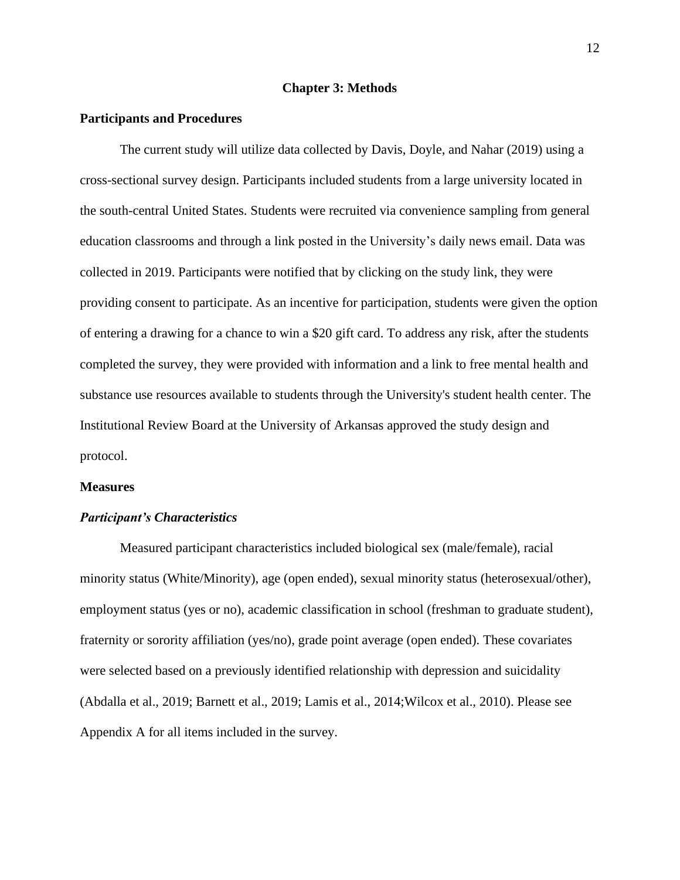# Chapter 3: Methods

## Participants and Procedures

The current study will utilize data collected by Davis, Doyle, and Nahar (2019) using a cross-sectional survey design. Participants included students from a large university located in the south-central United States. Students were recruited via convenience sampling from general education classrooms and through a link posted in the University's daily news email. Data was collected in 2019. Participants were notified that by clicking on the study link, they were providing consent to participate. As an incentive for participation, students were given the option of entering a drawing for a chance to win a $20 gift card. To address any risk, after the students completed the survey, they were provided with information and a link to free mental health and substance use resources available to students through the University's student health center. The Institutional Review Board at the University of Arkansas approved the study design and protocol.

## Measures

### *Participant's Characteristics*

Measured participant characteristics included biological sex (male/female), racial minority status (White/Minority), age (open ended), sexual minority status (heterosexual/other), employment status (yes or no), academic classification in school (freshman to graduate student), fraternity or sorority affiliation (yes/no), grade point average (open ended). These covariates were selected based on a previously identified relationship with depression and suicidality (Abdalla et al., 2019; Barnett et al., 2019; Lamis et al., 2014;Wilcox et al., 2010). Please see Appendix A for all items included in the survey.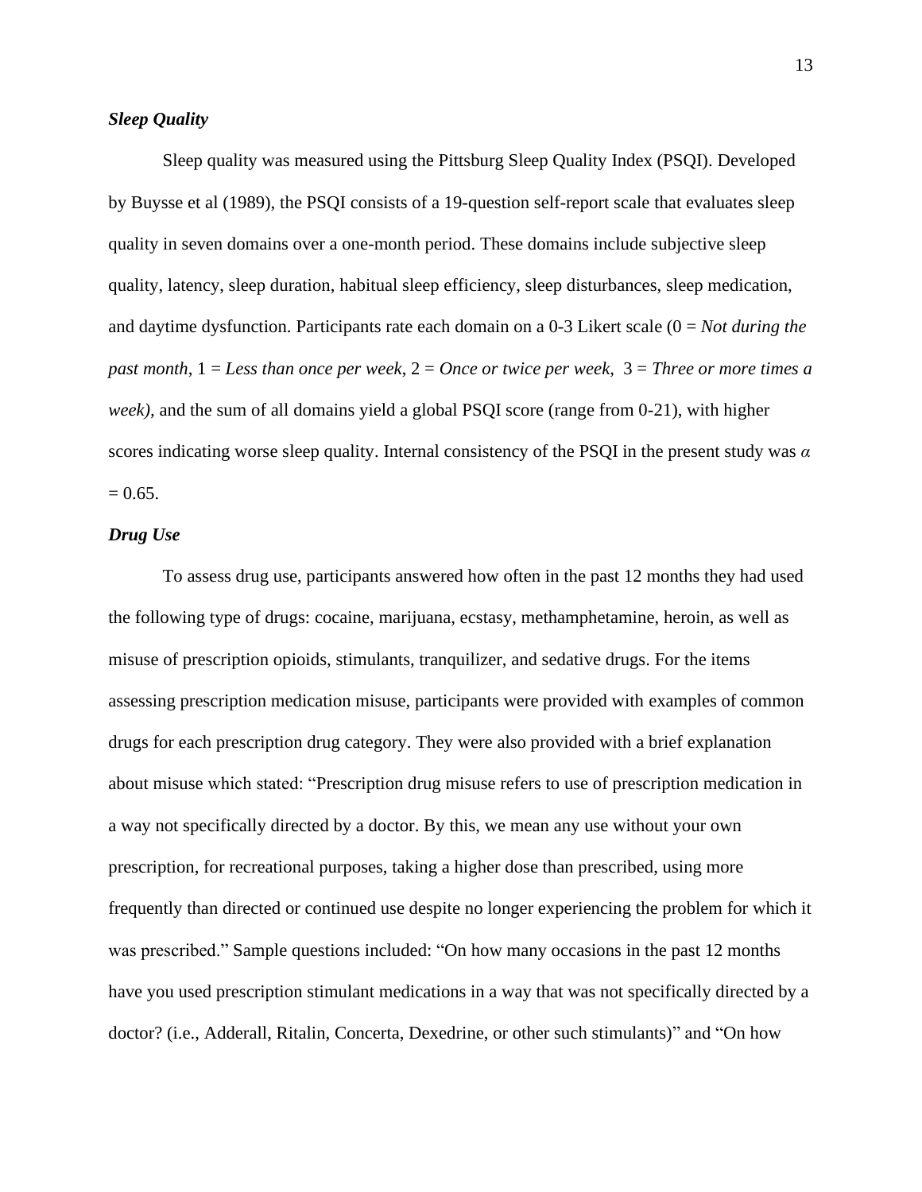### ***Sleep Quality***

Sleep quality was measured using the Pittsburg Sleep Quality Index (PSQI). Developed by Buysse et al (1989), the PSQI consists of a 19-question self-report scale that evaluates sleep quality in seven domains over a one-month period. These domains include subjective sleep quality, latency, sleep duration, habitual sleep efficiency, sleep disturbances, sleep medication, and daytime dysfunction. Participants rate each domain on a 0-3 Likert scale (0 = *Not during the past month*, 1 = *Less than once per week*, 2 = *Once or twice per week*, 3 = *Three or more times a week),* and the sum of all domains yield a global PSQI score (range from 0-21), with higher scores indicating worse sleep quality. Internal consistency of the PSQI in the present study was $\alpha = 0.65$.

### ***Drug Use***

To assess drug use, participants answered how often in the past 12 months they had used the following type of drugs: cocaine, marijuana, ecstasy, methamphetamine, heroin, as well as misuse of prescription opioids, stimulants, tranquilizer, and sedative drugs. For the items assessing prescription medication misuse, participants were provided with examples of common drugs for each prescription drug category. They were also provided with a brief explanation about misuse which stated: "Prescription drug misuse refers to use of prescription medication in a way not specifically directed by a doctor. By this, we mean any use without your own prescription, for recreational purposes, taking a higher dose than prescribed, using more frequently than directed or continued use despite no longer experiencing the problem for which it was prescribed." Sample questions included: "On how many occasions in the past 12 months have you used prescription stimulant medications in a way that was not specifically directed by a doctor? (i.e., Adderall, Ritalin, Concerta, Dexedrine, or other such stimulants)" and "On how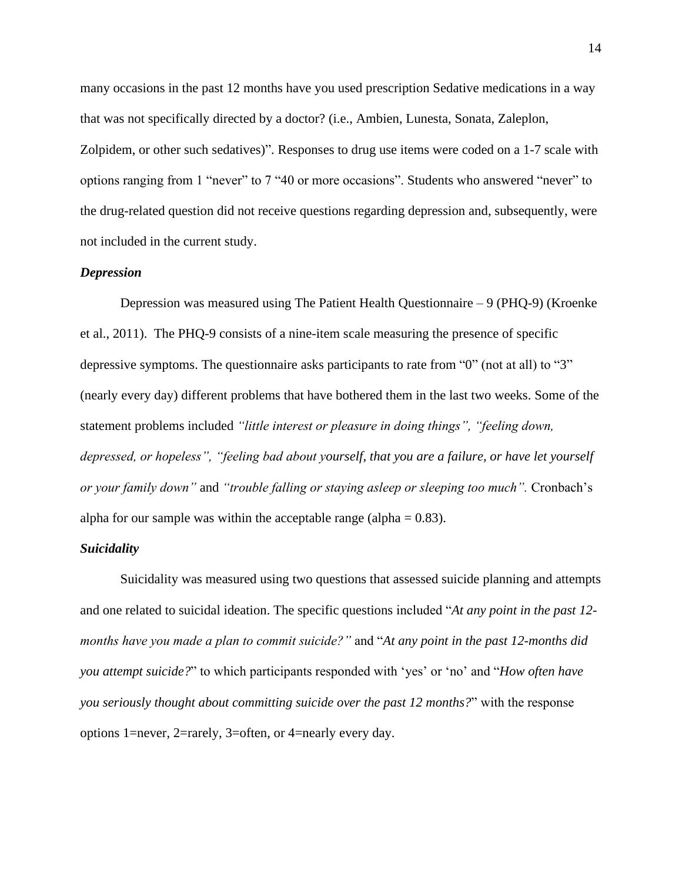many occasions in the past 12 months have you used prescription Sedative medications in a way that was not specifically directed by a doctor? (i.e., Ambien, Lunesta, Sonata, Zaleplon, Zolpidem, or other such sedatives)". Responses to drug use items were coded on a 1-7 scale with options ranging from 1 "never" to 7 "40 or more occasions". Students who answered "never" to the drug-related question did not receive questions regarding depression and, subsequently, were not included in the current study.

### *Depression*

Depression was measured using The Patient Health Questionnaire – 9 (PHQ-9) (Kroenke et al., 2011). The PHQ-9 consists of a nine-item scale measuring the presence of specific depressive symptoms. The questionnaire asks participants to rate from "0" (not at all) to "3" (nearly every day) different problems that have bothered them in the last two weeks. Some of the statement problems included *"little interest or pleasure in doing things", "feeling down, depressed, or hopeless", "feeling bad about yourself, that you are a failure, or have let yourself or your family down"* and *"trouble falling or staying asleep or sleeping too much".* Cronbach's alpha for our sample was within the acceptable range (alpha = 0.83).

### *Suicidality*

Suicidality was measured using two questions that assessed suicide planning and attempts and one related to suicidal ideation. The specific questions included "*At any point in the past 12-months have you made a plan to commit suicide?"* and "*At any point in the past 12-months did you attempt suicide?*" to which participants responded with 'yes' or 'no' and "*How often have you seriously thought about committing suicide over the past 12 months?*" with the response options 1=never, 2=rarely, 3=often, or 4=nearly every day.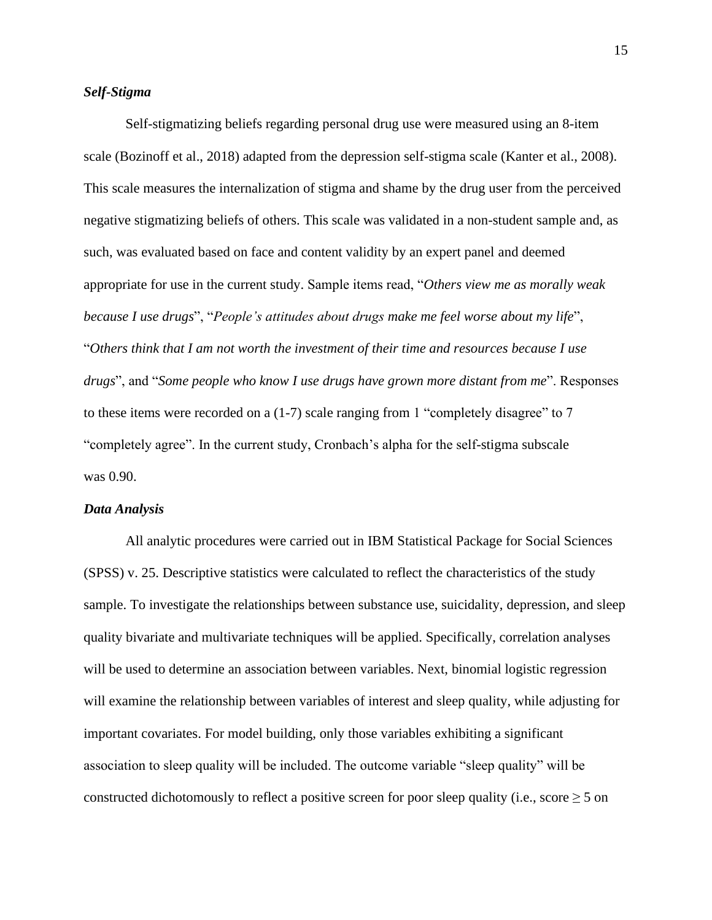### *Self-Stigma*

Self-stigmatizing beliefs regarding personal drug use were measured using an 8-item scale (Bozinoff et al., 2018) adapted from the depression self-stigma scale (Kanter et al., 2008). This scale measures the internalization of stigma and shame by the drug user from the perceived negative stigmatizing beliefs of others. This scale was validated in a non-student sample and, as such, was evaluated based on face and content validity by an expert panel and deemed appropriate for use in the current study. Sample items read, "*Others view me as morally weak because I use drugs*", "*People's attitudes about drugs make me feel worse about my life*", "*Others think that I am not worth the investment of their time and resources because I use drugs*", and "*Some people who know I use drugs have grown more distant from me*". Responses to these items were recorded on a (1-7) scale ranging from 1 "completely disagree" to 7 "completely agree". In the current study, Cronbach's alpha for the self-stigma subscale was 0.90.

### *Data Analysis*

All analytic procedures were carried out in IBM Statistical Package for Social Sciences (SPSS) v. 25. Descriptive statistics were calculated to reflect the characteristics of the study sample. To investigate the relationships between substance use, suicidality, depression, and sleep quality bivariate and multivariate techniques will be applied. Specifically, correlation analyses will be used to determine an association between variables. Next, binomial logistic regression will examine the relationship between variables of interest and sleep quality, while adjusting for important covariates. For model building, only those variables exhibiting a significant association to sleep quality will be included. The outcome variable "sleep quality" will be constructed dichotomously to reflect a positive screen for poor sleep quality (i.e., score $\geq 5$ on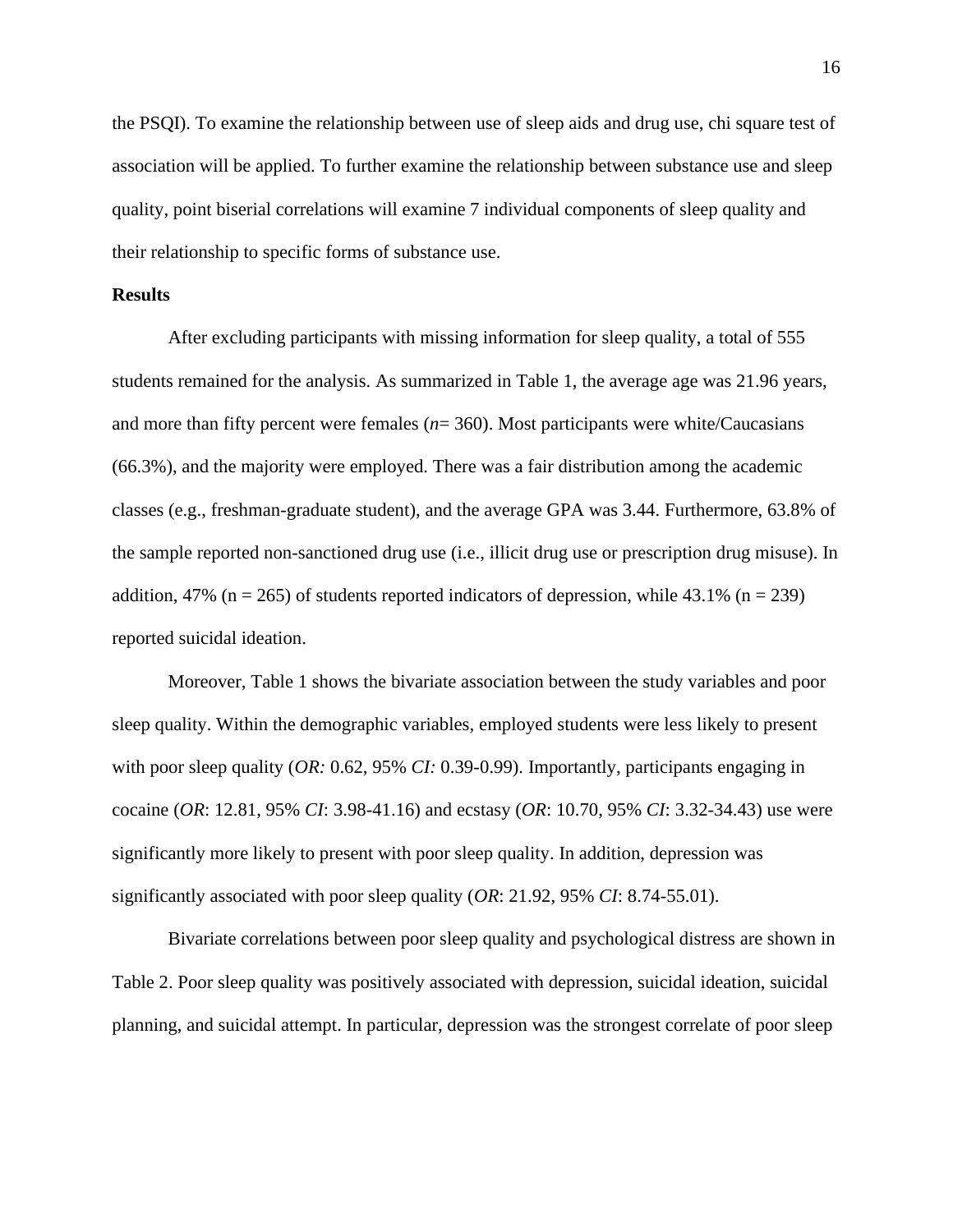the PSQI). To examine the relationship between use of sleep aids and drug use, chi square test of association will be applied. To further examine the relationship between substance use and sleep quality, point biserial correlations will examine 7 individual components of sleep quality and their relationship to specific forms of substance use.

**Results**

After excluding participants with missing information for sleep quality, a total of 555 students remained for the analysis. As summarized in Table 1, the average age was 21.96 years, and more than fifty percent were females (*n*= 360). Most participants were white/Caucasians (66.3%), and the majority were employed. There was a fair distribution among the academic classes (e.g., freshman-graduate student), and the average GPA was 3.44. Furthermore, 63.8% of the sample reported non-sanctioned drug use (i.e., illicit drug use or prescription drug misuse). In addition, 47% (n = 265) of students reported indicators of depression, while 43.1% (n = 239) reported suicidal ideation.

Moreover, Table 1 shows the bivariate association between the study variables and poor sleep quality. Within the demographic variables, employed students were less likely to present with poor sleep quality (*OR:* 0.62, 95% *CI:* 0.39-0.99). Importantly, participants engaging in cocaine (*OR*: 12.81, 95% *CI*: 3.98-41.16) and ecstasy (*OR*: 10.70, 95% *CI*: 3.32-34.43) use were significantly more likely to present with poor sleep quality. In addition, depression was significantly associated with poor sleep quality (*OR*: 21.92, 95% *CI*: 8.74-55.01).

Bivariate correlations between poor sleep quality and psychological distress are shown in Table 2. Poor sleep quality was positively associated with depression, suicidal ideation, suicidal planning, and suicidal attempt. In particular, depression was the strongest correlate of poor sleep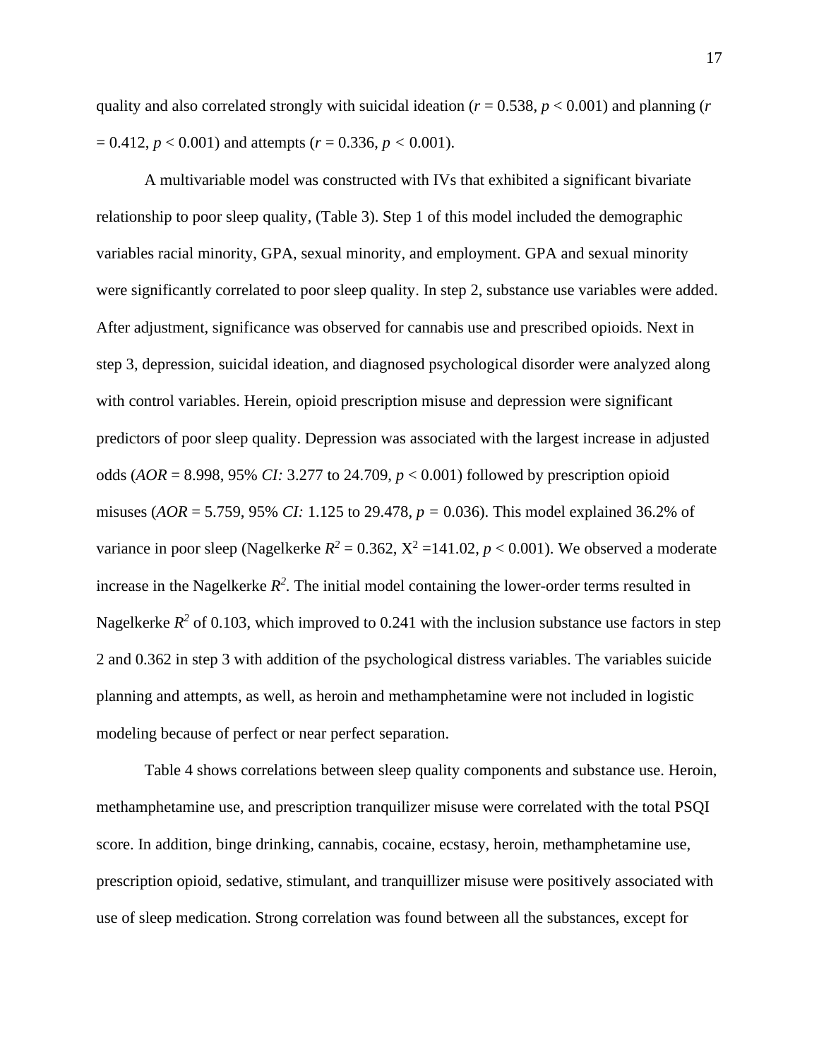quality and also correlated strongly with suicidal ideation ($r = 0.538$, $p < 0.001$) and planning ($r = 0.412$, $p < 0.001$) and attempts ($r = 0.336$, $p < 0.001$).

A multivariable model was constructed with IVs that exhibited a significant bivariate relationship to poor sleep quality, (Table 3). Step 1 of this model included the demographic variables racial minority, GPA, sexual minority, and employment. GPA and sexual minority were significantly correlated to poor sleep quality. In step 2, substance use variables were added. After adjustment, significance was observed for cannabis use and prescribed opioids. Next in step 3, depression, suicidal ideation, and diagnosed psychological disorder were analyzed along with control variables. Herein, opioid prescription misuse and depression were significant predictors of poor sleep quality. Depression was associated with the largest increase in adjusted odds (*AOR* = 8.998, 95% *CI:* 3.277 to 24.709, $p < 0.001$) followed by prescription opioid misuses (*AOR* = 5.759, 95% *CI:* 1.125 to 29.478, $p = 0.036$). This model explained 36.2% of variance in poor sleep (Nagelkerke $R^2 = 0.362$, $X^2 = 141.02$, $p < 0.001$). We observed a moderate increase in the Nagelkerke $R^2$. The initial model containing the lower-order terms resulted in Nagelkerke $R^2$ of 0.103, which improved to 0.241 with the inclusion substance use factors in step 2 and 0.362 in step 3 with addition of the psychological distress variables. The variables suicide planning and attempts, as well, as heroin and methamphetamine were not included in logistic modeling because of perfect or near perfect separation.

Table 4 shows correlations between sleep quality components and substance use. Heroin, methamphetamine use, and prescription tranquilizer misuse were correlated with the total PSQI score. In addition, binge drinking, cannabis, cocaine, ecstasy, heroin, methamphetamine use, prescription opioid, sedative, stimulant, and tranquillizer misuse were positively associated with use of sleep medication. Strong correlation was found between all the substances, except for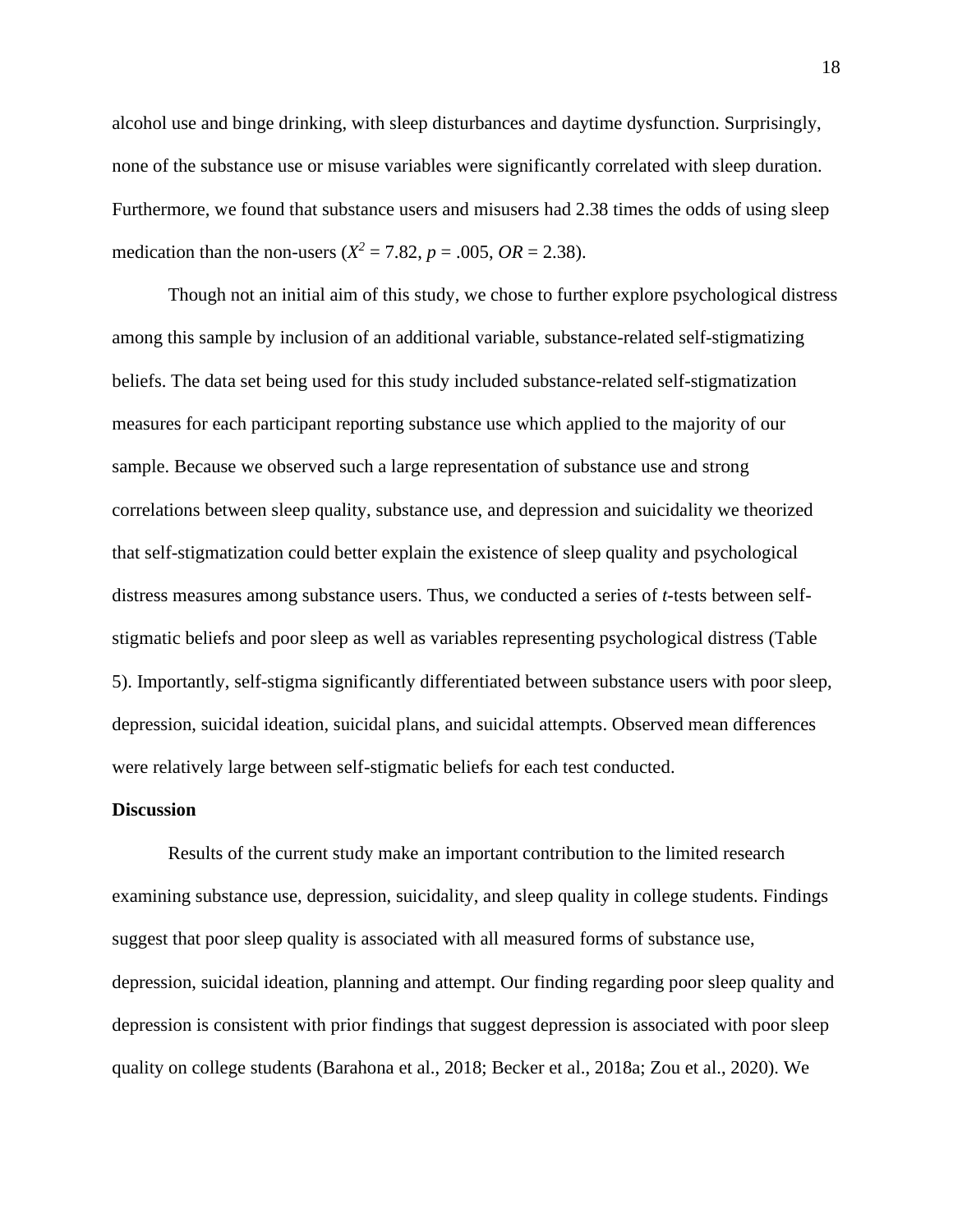alcohol use and binge drinking, with sleep disturbances and daytime dysfunction. Surprisingly, none of the substance use or misuse variables were significantly correlated with sleep duration. Furthermore, we found that substance users and misusers had 2.38 times the odds of using sleep medication than the non-users ($X^2 = 7.82$, $p = .005$, $OR = 2.38$).

Though not an initial aim of this study, we chose to further explore psychological distress among this sample by inclusion of an additional variable, substance-related self-stigmatizing beliefs. The data set being used for this study included substance-related self-stigmatization measures for each participant reporting substance use which applied to the majority of our sample. Because we observed such a large representation of substance use and strong correlations between sleep quality, substance use, and depression and suicidality we theorized that self-stigmatization could better explain the existence of sleep quality and psychological distress measures among substance users. Thus, we conducted a series of *t*-tests between self-stigmatic beliefs and poor sleep as well as variables representing psychological distress (Table 5). Importantly, self-stigma significantly differentiated between substance users with poor sleep, depression, suicidal ideation, suicidal plans, and suicidal attempts. Observed mean differences were relatively large between self-stigmatic beliefs for each test conducted.

## Discussion

Results of the current study make an important contribution to the limited research examining substance use, depression, suicidality, and sleep quality in college students. Findings suggest that poor sleep quality is associated with all measured forms of substance use, depression, suicidal ideation, planning and attempt. Our finding regarding poor sleep quality and depression is consistent with prior findings that suggest depression is associated with poor sleep quality on college students (Barahona et al., 2018; Becker et al., 2018a; Zou et al., 2020). We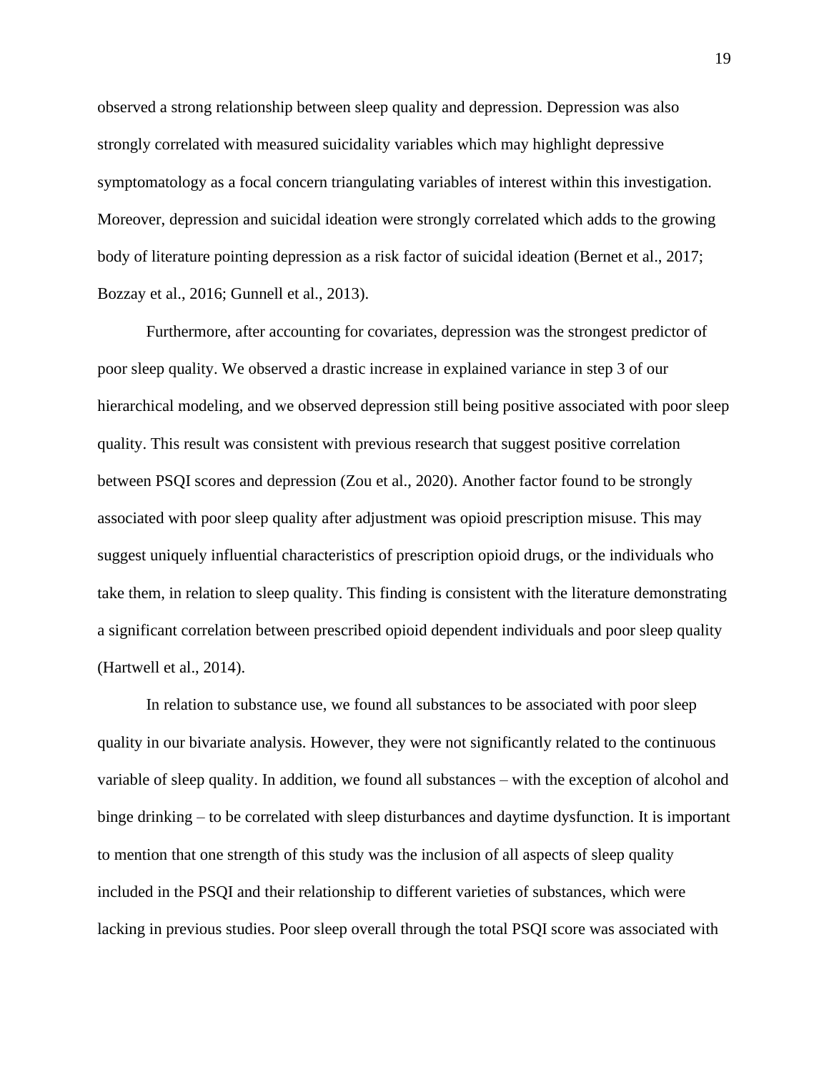observed a strong relationship between sleep quality and depression. Depression was also strongly correlated with measured suicidality variables which may highlight depressive symptomatology as a focal concern triangulating variables of interest within this investigation. Moreover, depression and suicidal ideation were strongly correlated which adds to the growing body of literature pointing depression as a risk factor of suicidal ideation (Bernet et al., 2017; Bozzay et al., 2016; Gunnell et al., 2013).

Furthermore, after accounting for covariates, depression was the strongest predictor of poor sleep quality. We observed a drastic increase in explained variance in step 3 of our hierarchical modeling, and we observed depression still being positive associated with poor sleep quality. This result was consistent with previous research that suggest positive correlation between PSQI scores and depression (Zou et al., 2020). Another factor found to be strongly associated with poor sleep quality after adjustment was opioid prescription misuse. This may suggest uniquely influential characteristics of prescription opioid drugs, or the individuals who take them, in relation to sleep quality. This finding is consistent with the literature demonstrating a significant correlation between prescribed opioid dependent individuals and poor sleep quality (Hartwell et al., 2014).

In relation to substance use, we found all substances to be associated with poor sleep quality in our bivariate analysis. However, they were not significantly related to the continuous variable of sleep quality. In addition, we found all substances – with the exception of alcohol and binge drinking – to be correlated with sleep disturbances and daytime dysfunction. It is important to mention that one strength of this study was the inclusion of all aspects of sleep quality included in the PSQI and their relationship to different varieties of substances, which were lacking in previous studies. Poor sleep overall through the total PSQI score was associated with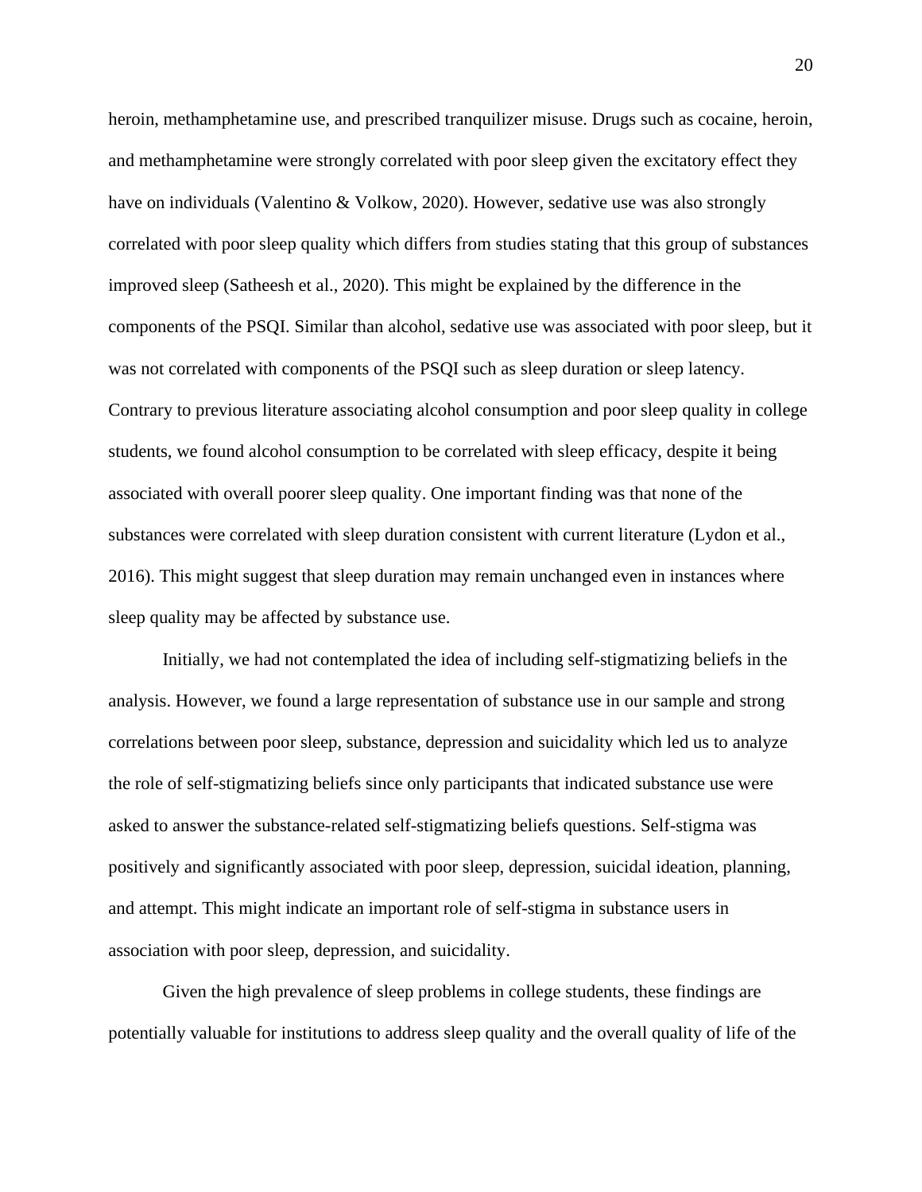heroin, methamphetamine use, and prescribed tranquilizer misuse. Drugs such as cocaine, heroin, and methamphetamine were strongly correlated with poor sleep given the excitatory effect they have on individuals (Valentino & Volkow, 2020). However, sedative use was also strongly correlated with poor sleep quality which differs from studies stating that this group of substances improved sleep (Satheesh et al., 2020). This might be explained by the difference in the components of the PSQI. Similar than alcohol, sedative use was associated with poor sleep, but it was not correlated with components of the PSQI such as sleep duration or sleep latency. Contrary to previous literature associating alcohol consumption and poor sleep quality in college students, we found alcohol consumption to be correlated with sleep efficacy, despite it being associated with overall poorer sleep quality. One important finding was that none of the substances were correlated with sleep duration consistent with current literature (Lydon et al., 2016). This might suggest that sleep duration may remain unchanged even in instances where sleep quality may be affected by substance use.

Initially, we had not contemplated the idea of including self-stigmatizing beliefs in the analysis. However, we found a large representation of substance use in our sample and strong correlations between poor sleep, substance, depression and suicidality which led us to analyze the role of self-stigmatizing beliefs since only participants that indicated substance use were asked to answer the substance-related self-stigmatizing beliefs questions. Self-stigma was positively and significantly associated with poor sleep, depression, suicidal ideation, planning, and attempt. This might indicate an important role of self-stigma in substance users in association with poor sleep, depression, and suicidality.

Given the high prevalence of sleep problems in college students, these findings are potentially valuable for institutions to address sleep quality and the overall quality of life of the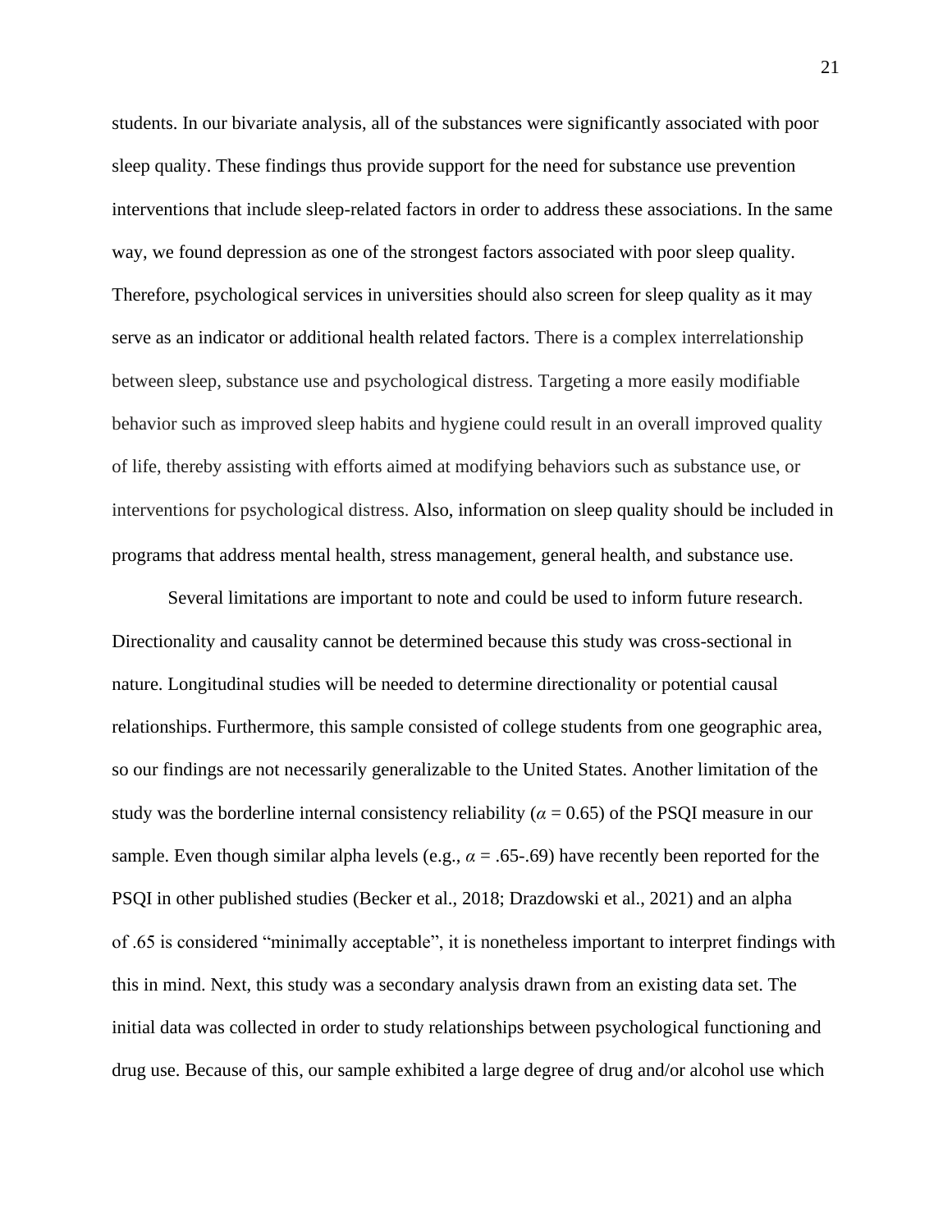students. In our bivariate analysis, all of the substances were significantly associated with poor sleep quality. These findings thus provide support for the need for substance use prevention interventions that include sleep-related factors in order to address these associations. In the same way, we found depression as one of the strongest factors associated with poor sleep quality. Therefore, psychological services in universities should also screen for sleep quality as it may serve as an indicator or additional health related factors. There is a complex interrelationship between sleep, substance use and psychological distress. Targeting a more easily modifiable behavior such as improved sleep habits and hygiene could result in an overall improved quality of life, thereby assisting with efforts aimed at modifying behaviors such as substance use, or interventions for psychological distress. Also, information on sleep quality should be included in programs that address mental health, stress management, general health, and substance use.

Several limitations are important to note and could be used to inform future research. Directionality and causality cannot be determined because this study was cross-sectional in nature. Longitudinal studies will be needed to determine directionality or potential causal relationships. Furthermore, this sample consisted of college students from one geographic area, so our findings are not necessarily generalizable to the United States. Another limitation of the study was the borderline internal consistency reliability ($\alpha = 0.65$) of the PSQI measure in our sample. Even though similar alpha levels (e.g., $\alpha = .65\text{-}.69$) have recently been reported for the PSQI in other published studies (Becker et al., 2018; Drazdowski et al., 2021) and an alpha of .65 is considered "minimally acceptable", it is nonetheless important to interpret findings with this in mind. Next, this study was a secondary analysis drawn from an existing data set. The initial data was collected in order to study relationships between psychological functioning and drug use. Because of this, our sample exhibited a large degree of drug and/or alcohol use which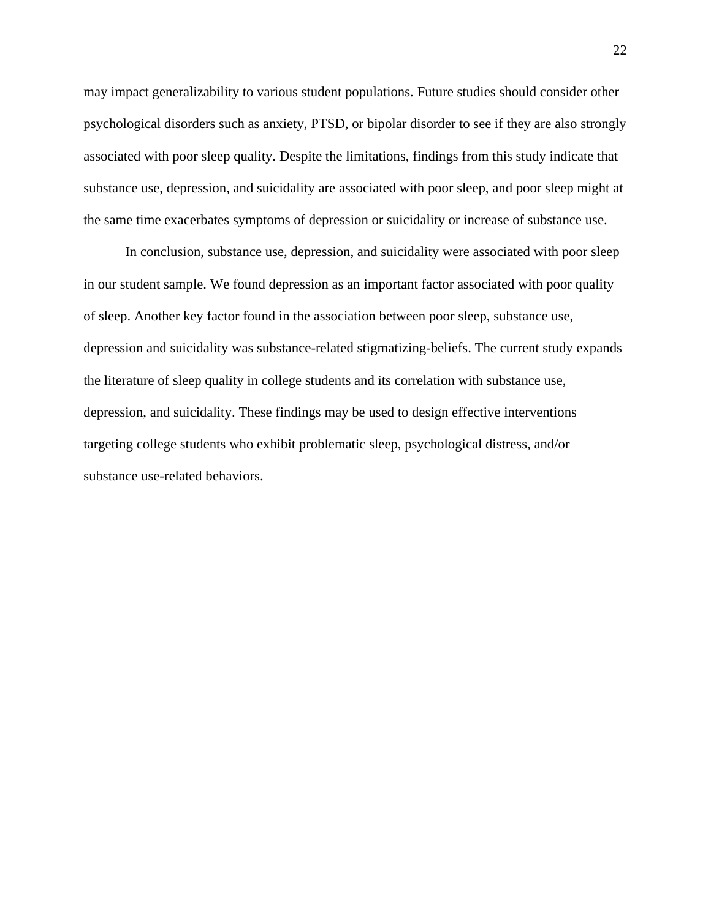may impact generalizability to various student populations. Future studies should consider other psychological disorders such as anxiety, PTSD, or bipolar disorder to see if they are also strongly associated with poor sleep quality. Despite the limitations, findings from this study indicate that substance use, depression, and suicidality are associated with poor sleep, and poor sleep might at the same time exacerbates symptoms of depression or suicidality or increase of substance use.

In conclusion, substance use, depression, and suicidality were associated with poor sleep in our student sample. We found depression as an important factor associated with poor quality of sleep. Another key factor found in the association between poor sleep, substance use, depression and suicidality was substance-related stigmatizing-beliefs. The current study expands the literature of sleep quality in college students and its correlation with substance use, depression, and suicidality. These findings may be used to design effective interventions targeting college students who exhibit problematic sleep, psychological distress, and/or substance use-related behaviors.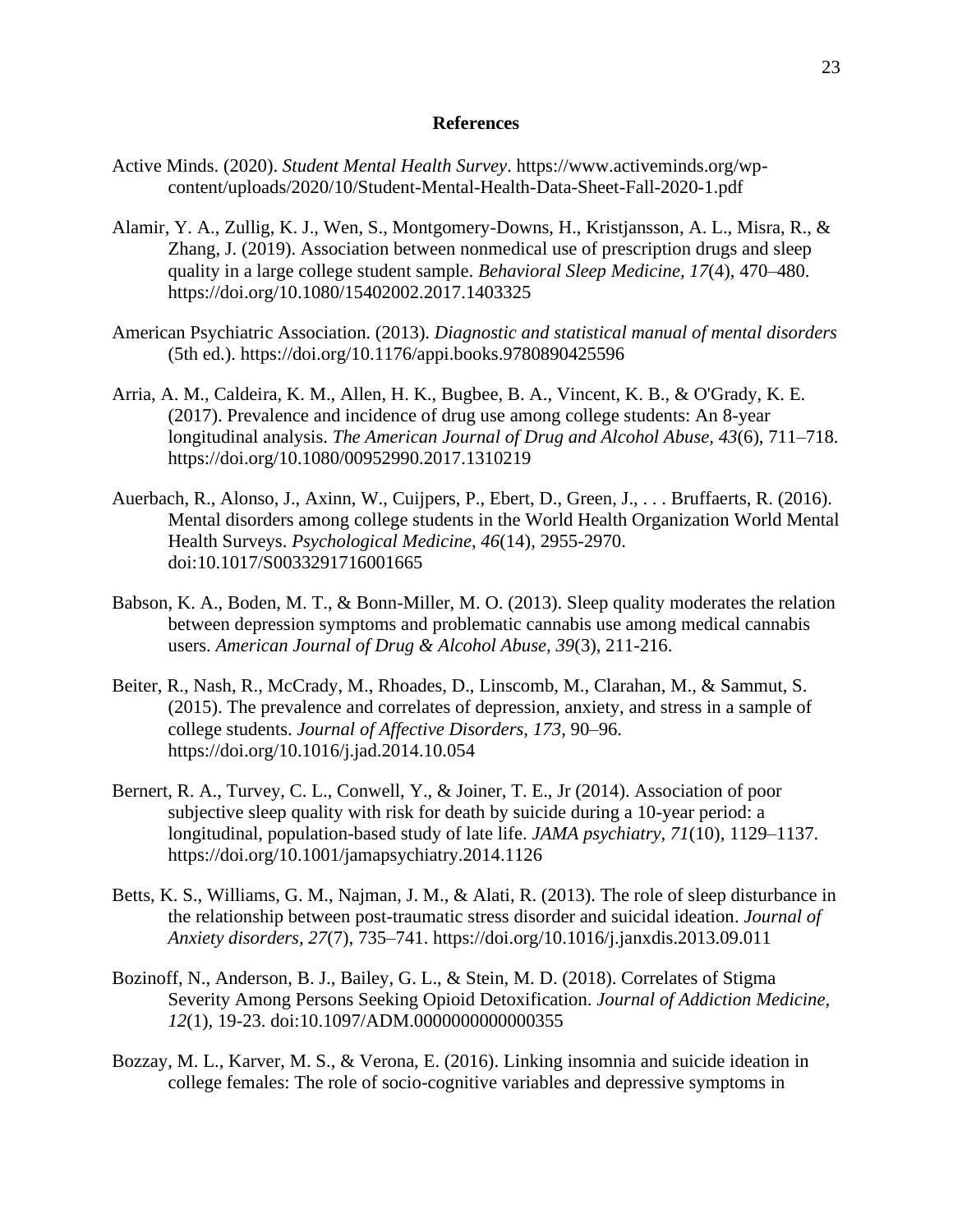## References

Active Minds. (2020). *Student Mental Health Survey*. https://www.activeminds.org/wp-content/uploads/2020/10/Student-Mental-Health-Data-Sheet-Fall-2020-1.pdf

Alamir, Y. A., Zullig, K. J., Wen, S., Montgomery-Downs, H., Kristjansson, A. L., Misra, R., & Zhang, J. (2019). Association between nonmedical use of prescription drugs and sleep quality in a large college student sample. *Behavioral Sleep Medicine, 17*(4), 470–480. https://doi.org/10.1080/15402002.2017.1403325

American Psychiatric Association. (2013). *Diagnostic and statistical manual of mental disorders* (5th ed.). https://doi.org/10.1176/appi.books.9780890425596

Arria, A. M., Caldeira, K. M., Allen, H. K., Bugbee, B. A., Vincent, K. B., & O'Grady, K. E. (2017). Prevalence and incidence of drug use among college students: An 8-year longitudinal analysis. *The American Journal of Drug and Alcohol Abuse, 43*(6), 711–718. https://doi.org/10.1080/00952990.2017.1310219

Auerbach, R., Alonso, J., Axinn, W., Cuijpers, P., Ebert, D., Green, J., . . . Bruffaerts, R. (2016). Mental disorders among college students in the World Health Organization World Mental Health Surveys. *Psychological Medicine, 46*(14), 2955-2970. doi:10.1017/S0033291716001665

Babson, K. A., Boden, M. T., & Bonn-Miller, M. O. (2013). Sleep quality moderates the relation between depression symptoms and problematic cannabis use among medical cannabis users. *American Journal of Drug & Alcohol Abuse, 39*(3), 211-216.

Beiter, R., Nash, R., McCrady, M., Rhoades, D., Linscomb, M., Clarahan, M., & Sammut, S. (2015). The prevalence and correlates of depression, anxiety, and stress in a sample of college students. *Journal of Affective Disorders, 173*, 90–96. https://doi.org/10.1016/j.jad.2014.10.054

Bernert, R. A., Turvey, C. L., Conwell, Y., & Joiner, T. E., Jr (2014). Association of poor subjective sleep quality with risk for death by suicide during a 10-year period: a longitudinal, population-based study of late life. *JAMA psychiatry, 71*(10), 1129–1137. https://doi.org/10.1001/jamapsychiatry.2014.1126

Betts, K. S., Williams, G. M., Najman, J. M., & Alati, R. (2013). The role of sleep disturbance in the relationship between post-traumatic stress disorder and suicidal ideation. *Journal of Anxiety disorders, 27*(7), 735–741. https://doi.org/10.1016/j.janxdis.2013.09.011

Bozinoff, N., Anderson, B. J., Bailey, G. L., & Stein, M. D. (2018). Correlates of Stigma Severity Among Persons Seeking Opioid Detoxification. *Journal of Addiction Medicine, 12*(1), 19-23. doi:10.1097/ADM.0000000000000355

Bozzay, M. L., Karver, M. S., & Verona, E. (2016). Linking insomnia and suicide ideation in college females: The role of socio-cognitive variables and depressive symptoms in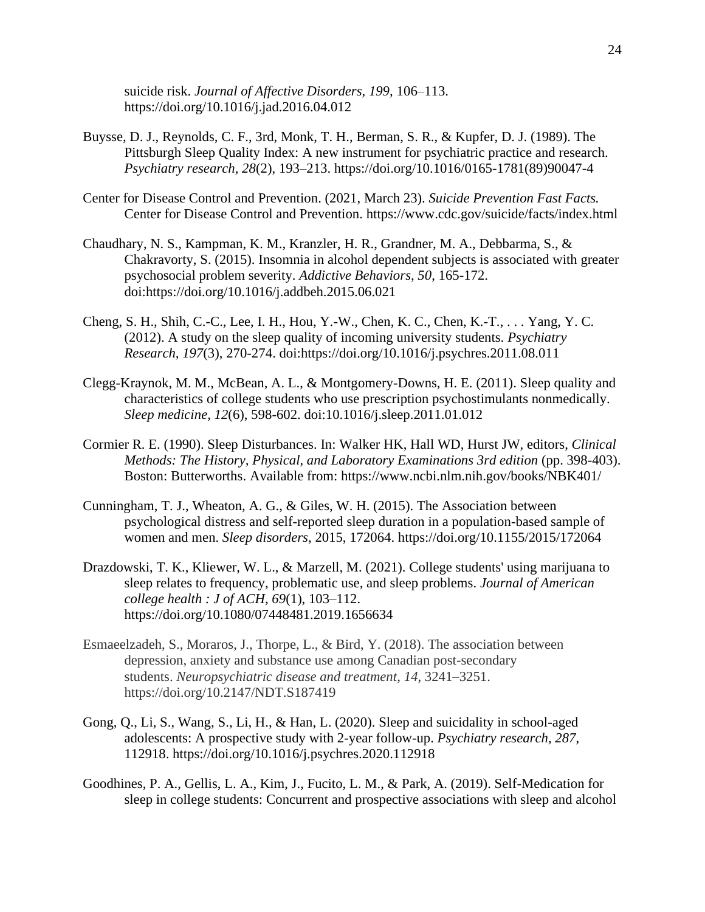suicide risk. *Journal of Affective Disorders, 199*, 106–113. https://doi.org/10.1016/j.jad.2016.04.012

Buysse, D. J., Reynolds, C. F., 3rd, Monk, T. H., Berman, S. R., & Kupfer, D. J. (1989). The Pittsburgh Sleep Quality Index: A new instrument for psychiatric practice and research. *Psychiatry research, 28*(2), 193–213. https://doi.org/10.1016/0165-1781(89)90047-4

Center for Disease Control and Prevention. (2021, March 23). *Suicide Prevention Fast Facts.* Center for Disease Control and Prevention. https://www.cdc.gov/suicide/facts/index.html

Chaudhary, N. S., Kampman, K. M., Kranzler, H. R., Grandner, M. A., Debbarma, S., & Chakravorty, S. (2015). Insomnia in alcohol dependent subjects is associated with greater psychosocial problem severity. *Addictive Behaviors, 50*, 165-172. doi:https://doi.org/10.1016/j.addbeh.2015.06.021

Cheng, S. H., Shih, C.-C., Lee, I. H., Hou, Y.-W., Chen, K. C., Chen, K.-T., . . . Yang, Y. C. (2012). A study on the sleep quality of incoming university students. *Psychiatry Research, 197*(3), 270-274. doi:https://doi.org/10.1016/j.psychres.2011.08.011

Clegg-Kraynok, M. M., McBean, A. L., & Montgomery-Downs, H. E. (2011). Sleep quality and characteristics of college students who use prescription psychostimulants nonmedically. *Sleep medicine, 12*(6), 598-602. doi:10.1016/j.sleep.2011.01.012

Cormier R. E. (1990). Sleep Disturbances. In: Walker HK, Hall WD, Hurst JW, editors, *Clinical Methods: The History, Physical, and Laboratory Examinations 3rd edition* (pp. 398-403). Boston: Butterworths. Available from: https://www.ncbi.nlm.nih.gov/books/NBK401/

Cunningham, T. J., Wheaton, A. G., & Giles, W. H. (2015). The Association between psychological distress and self-reported sleep duration in a population-based sample of women and men. *Sleep disorders*, 2015, 172064. https://doi.org/10.1155/2015/172064

Drazdowski, T. K., Kliewer, W. L., & Marzell, M. (2021). College students' using marijuana to sleep relates to frequency, problematic use, and sleep problems. *Journal of American college health : J of ACH, 69*(1), 103–112. https://doi.org/10.1080/07448481.2019.1656634

Esmaeelzadeh, S., Moraros, J., Thorpe, L., & Bird, Y. (2018). The association between depression, anxiety and substance use among Canadian post-secondary students. *Neuropsychiatric disease and treatment, 14*, 3241–3251. https://doi.org/10.2147/NDT.S187419

Gong, Q., Li, S., Wang, S., Li, H., & Han, L. (2020). Sleep and suicidality in school-aged adolescents: A prospective study with 2-year follow-up. *Psychiatry research, 287*, 112918. https://doi.org/10.1016/j.psychres.2020.112918

Goodhines, P. A., Gellis, L. A., Kim, J., Fucito, L. M., & Park, A. (2019). Self-Medication for sleep in college students: Concurrent and prospective associations with sleep and alcohol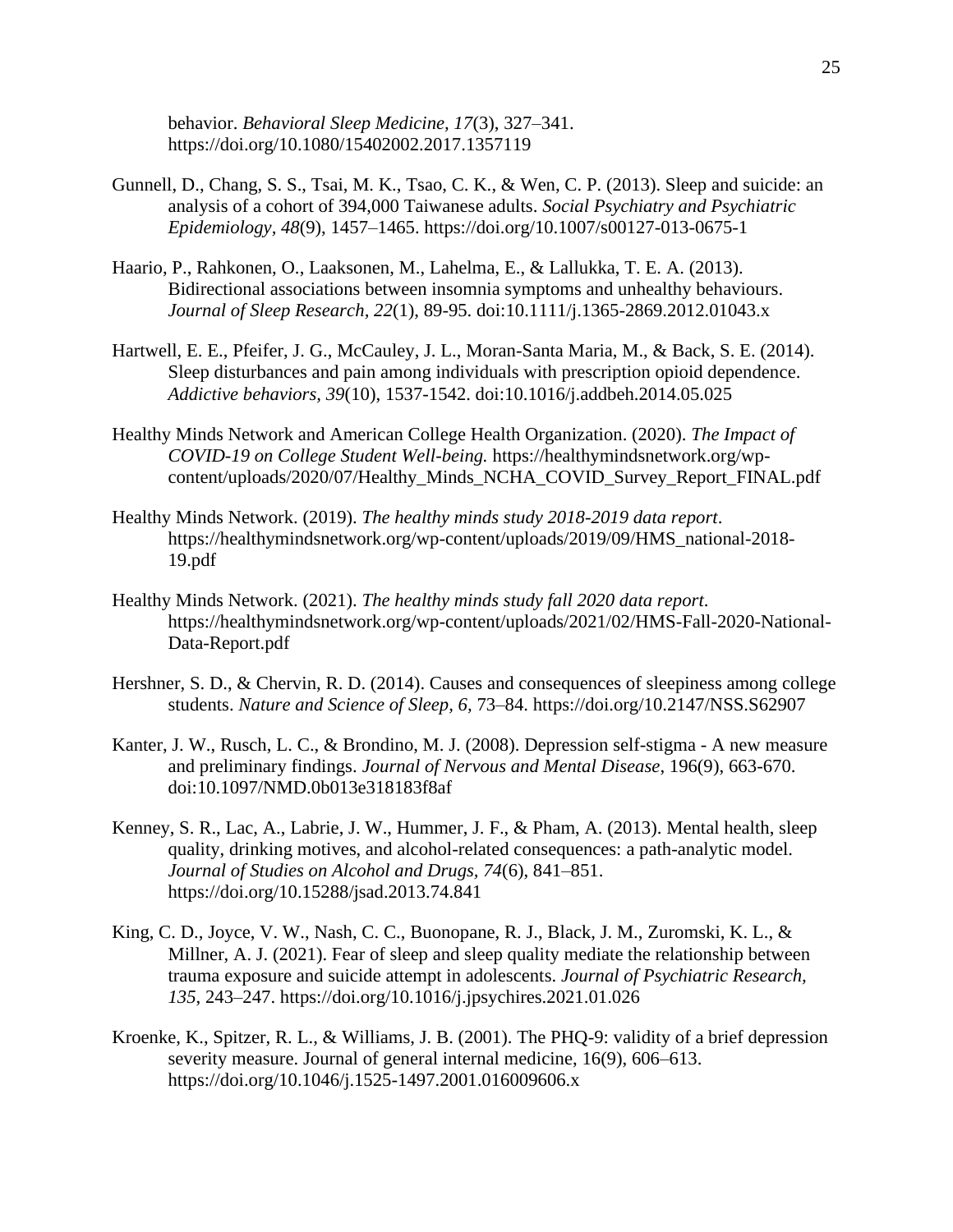behavior. *Behavioral Sleep Medicine, 17*(3), 327–341. https://doi.org/10.1080/15402002.2017.1357119

Gunnell, D., Chang, S. S., Tsai, M. K., Tsao, C. K., & Wen, C. P. (2013). Sleep and suicide: an analysis of a cohort of 394,000 Taiwanese adults. *Social Psychiatry and Psychiatric Epidemiology, 48*(9), 1457–1465. https://doi.org/10.1007/s00127-013-0675-1

Haario, P., Rahkonen, O., Laaksonen, M., Lahelma, E., & Lallukka, T. E. A. (2013). Bidirectional associations between insomnia symptoms and unhealthy behaviours. *Journal of Sleep Research, 22*(1), 89-95. doi:10.1111/j.1365-2869.2012.01043.x

Hartwell, E. E., Pfeifer, J. G., McCauley, J. L., Moran-Santa Maria, M., & Back, S. E. (2014). Sleep disturbances and pain among individuals with prescription opioid dependence. *Addictive behaviors, 39*(10), 1537-1542. doi:10.1016/j.addbeh.2014.05.025

Healthy Minds Network and American College Health Organization. (2020). *The Impact of COVID-19 on College Student Well-being.* https://healthymindsnetwork.org/wp-content/uploads/2020/07/Healthy_Minds_NCHA_COVID_Survey_Report_FINAL.pdf

Healthy Minds Network. (2019). *The healthy minds study 2018-2019 data report*. https://healthymindsnetwork.org/wp-content/uploads/2019/09/HMS_national-2018-19.pdf

Healthy Minds Network. (2021). *The healthy minds study fall 2020 data report*. https://healthymindsnetwork.org/wp-content/uploads/2021/02/HMS-Fall-2020-National-Data-Report.pdf

Hershner, S. D., & Chervin, R. D. (2014). Causes and consequences of sleepiness among college students. *Nature and Science of Sleep, 6,* 73–84. https://doi.org/10.2147/NSS.S62907

Kanter, J. W., Rusch, L. C., & Brondino, M. J. (2008). Depression self-stigma - A new measure and preliminary findings. *Journal of Nervous and Mental Disease*, 196(9), 663-670. doi:10.1097/NMD.0b013e318183f8af

Kenney, S. R., Lac, A., Labrie, J. W., Hummer, J. F., & Pham, A. (2013). Mental health, sleep quality, drinking motives, and alcohol-related consequences: a path-analytic model. *Journal of Studies on Alcohol and Drugs, 74*(6), 841–851. https://doi.org/10.15288/jsad.2013.74.841

King, C. D., Joyce, V. W., Nash, C. C., Buonopane, R. J., Black, J. M., Zuromski, K. L., & Millner, A. J. (2021). Fear of sleep and sleep quality mediate the relationship between trauma exposure and suicide attempt in adolescents. *Journal of Psychiatric Research, 135*, 243–247. https://doi.org/10.1016/j.jpsychires.2021.01.026

Kroenke, K., Spitzer, R. L., & Williams, J. B. (2001). The PHQ-9: validity of a brief depression severity measure. Journal of general internal medicine, 16(9), 606–613. https://doi.org/10.1046/j.1525-1497.2001.016009606.x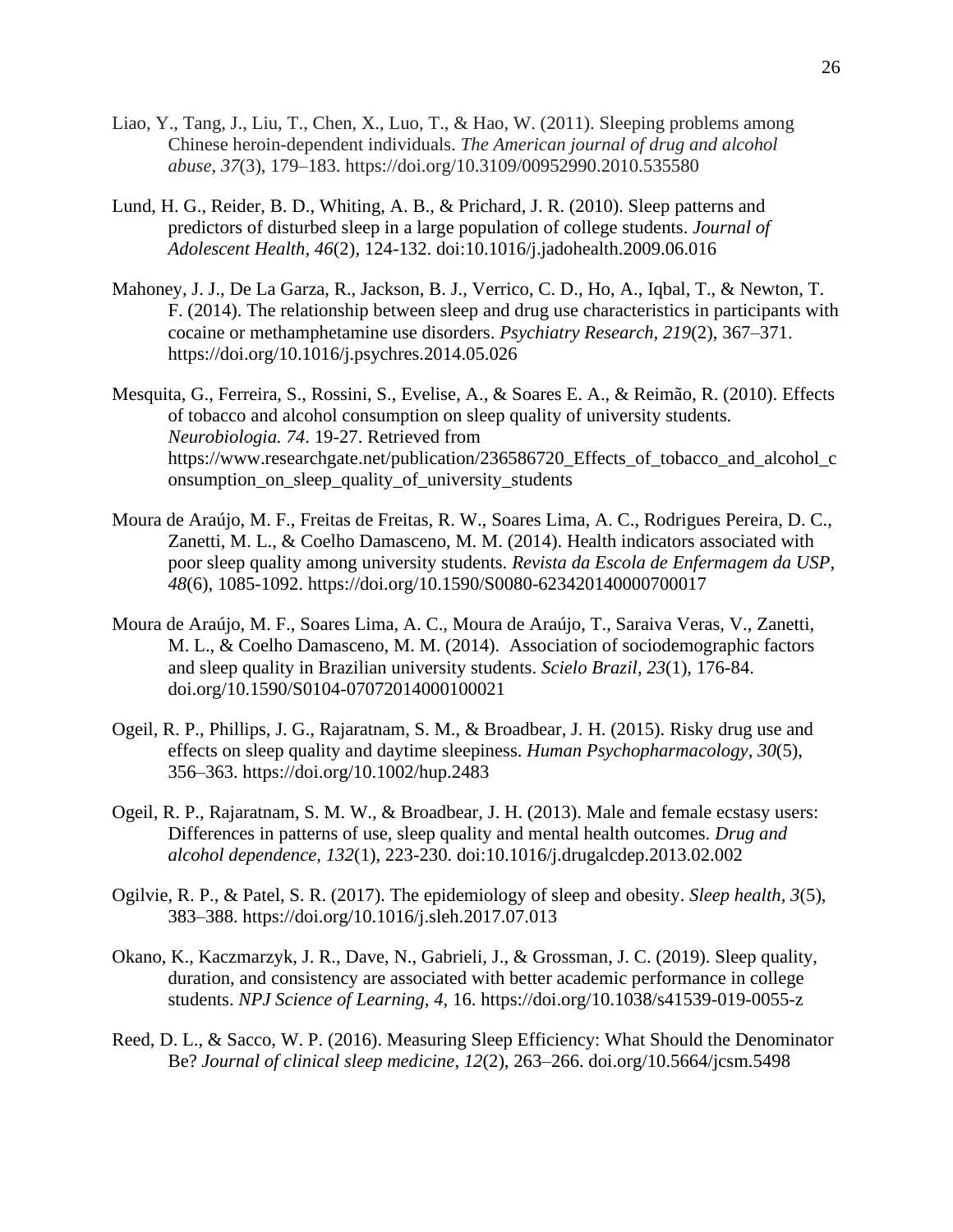Liao, Y., Tang, J., Liu, T., Chen, X., Luo, T., & Hao, W. (2011). Sleeping problems among Chinese heroin-dependent individuals. *The American journal of drug and alcohol abuse*, *37*(3), 179–183. https://doi.org/10.3109/00952990.2010.535580

Lund, H. G., Reider, B. D., Whiting, A. B., & Prichard, J. R. (2010). Sleep patterns and predictors of disturbed sleep in a large population of college students. *Journal of Adolescent Health, 46*(2), 124-132. doi:10.1016/j.jadohealth.2009.06.016

Mahoney, J. J., De La Garza, R., Jackson, B. J., Verrico, C. D., Ho, A., Iqbal, T., & Newton, T. F. (2014). The relationship between sleep and drug use characteristics in participants with cocaine or methamphetamine use disorders. *Psychiatry Research, 219*(2), 367–371. https://doi.org/10.1016/j.psychres.2014.05.026

Mesquita, G., Ferreira, S., Rossini, S., Evelise, A., & Soares E. A., & Reimão, R. (2010). Effects of tobacco and alcohol consumption on sleep quality of university students. *Neurobiologia. 74*. 19-27. Retrieved from https://www.researchgate.net/publication/236586720_Effects_of_tobacco_and_alcohol_consumption_on_sleep_quality_of_university_students

Moura de Araújo, M. F., Freitas de Freitas, R. W., Soares Lima, A. C., Rodrigues Pereira, D. C., Zanetti, M. L., & Coelho Damasceno, M. M. (2014). Health indicators associated with poor sleep quality among university students. *Revista da Escola de Enfermagem da USP, 48*(6), 1085-1092. https://doi.org/10.1590/S0080-623420140000700017

Moura de Araújo, M. F., Soares Lima, A. C., Moura de Araújo, T., Saraiva Veras, V., Zanetti, M. L., & Coelho Damasceno, M. M. (2014). Association of sociodemographic factors and sleep quality in Brazilian university students. *Scielo Brazil, 23*(1), 176-84. doi.org/10.1590/S0104-07072014000100021

Ogeil, R. P., Phillips, J. G., Rajaratnam, S. M., & Broadbear, J. H. (2015). Risky drug use and effects on sleep quality and daytime sleepiness. *Human Psychopharmacology*, *30*(5), 356–363. https://doi.org/10.1002/hup.2483

Ogeil, R. P., Rajaratnam, S. M. W., & Broadbear, J. H. (2013). Male and female ecstasy users: Differences in patterns of use, sleep quality and mental health outcomes. *Drug and alcohol dependence, 132*(1), 223-230. doi:10.1016/j.drugalcdep.2013.02.002

Ogilvie, R. P., & Patel, S. R. (2017). The epidemiology of sleep and obesity. *Sleep health*, *3*(5), 383–388. https://doi.org/10.1016/j.sleh.2017.07.013

Okano, K., Kaczmarzyk, J. R., Dave, N., Gabrieli, J., & Grossman, J. C. (2019). Sleep quality, duration, and consistency are associated with better academic performance in college students. *NPJ Science of Learning, 4*, 16. https://doi.org/10.1038/s41539-019-0055-z

Reed, D. L., & Sacco, W. P. (2016). Measuring Sleep Efficiency: What Should the Denominator Be? *Journal of clinical sleep medicine, 12*(2), 263–266. doi.org/10.5664/jcsm.5498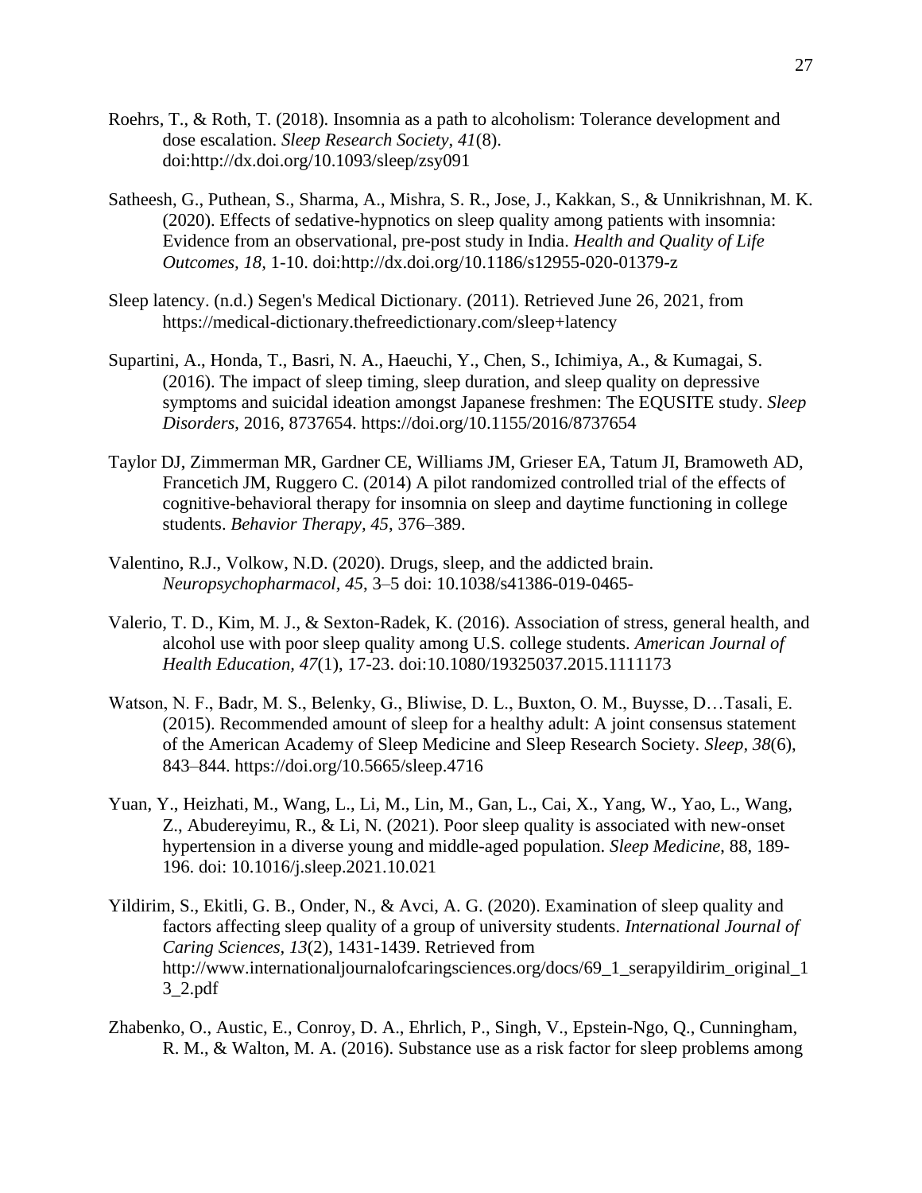Roehrs, T., & Roth, T. (2018). Insomnia as a path to alcoholism: Tolerance development and dose escalation. *Sleep Research Society, 41*(8). doi:http://dx.doi.org/10.1093/sleep/zsy091

Satheesh, G., Puthean, S., Sharma, A., Mishra, S. R., Jose, J., Kakkan, S., & Unnikrishnan, M. K. (2020). Effects of sedative-hypnotics on sleep quality among patients with insomnia: Evidence from an observational, pre-post study in India. *Health and Quality of Life Outcomes, 18*, 1-10. doi:http://dx.doi.org/10.1186/s12955-020-01379-z

Sleep latency. (n.d.) Segen's Medical Dictionary. (2011). Retrieved June 26, 2021, from https://medical-dictionary.thefreedictionary.com/sleep+latency

Supartini, A., Honda, T., Basri, N. A., Haeuchi, Y., Chen, S., Ichimiya, A., & Kumagai, S. (2016). The impact of sleep timing, sleep duration, and sleep quality on depressive symptoms and suicidal ideation amongst Japanese freshmen: The EQUSITE study. *Sleep Disorders*, 2016, 8737654. https://doi.org/10.1155/2016/8737654

Taylor DJ, Zimmerman MR, Gardner CE, Williams JM, Grieser EA, Tatum JI, Bramoweth AD, Francetich JM, Ruggero C. (2014) A pilot randomized controlled trial of the effects of cognitive-behavioral therapy for insomnia on sleep and daytime functioning in college students. *Behavior Therapy, 45*, 376–389.

Valentino, R.J., Volkow, N.D. (2020). Drugs, sleep, and the addicted brain. *Neuropsychopharmacol, 45*, 3–5 doi: 10.1038/s41386-019-0465-

Valerio, T. D., Kim, M. J., & Sexton-Radek, K. (2016). Association of stress, general health, and alcohol use with poor sleep quality among U.S. college students. *American Journal of Health Education, 47*(1), 17-23. doi:10.1080/19325037.2015.1111173

Watson, N. F., Badr, M. S., Belenky, G., Bliwise, D. L., Buxton, O. M., Buysse, D…Tasali, E. (2015). Recommended amount of sleep for a healthy adult: A joint consensus statement of the American Academy of Sleep Medicine and Sleep Research Society. *Sleep, 38*(6), 843–844. https://doi.org/10.5665/sleep.4716

Yuan, Y., Heizhati, M., Wang, L., Li, M., Lin, M., Gan, L., Cai, X., Yang, W., Yao, L., Wang, Z., Abudereyimu, R., & Li, N. (2021). Poor sleep quality is associated with new-onset hypertension in a diverse young and middle-aged population. *Sleep Medicine*, 88, 189-196. doi: 10.1016/j.sleep.2021.10.021

Yildirim, S., Ekitli, G. B., Onder, N., & Avci, A. G. (2020). Examination of sleep quality and factors affecting sleep quality of a group of university students. *International Journal of Caring Sciences, 13*(2), 1431-1439. Retrieved from http://www.internationaljournalofcaringsciences.org/docs/69_1_serapyildirim_original_13_2.pdf

Zhabenko, O., Austic, E., Conroy, D. A., Ehrlich, P., Singh, V., Epstein-Ngo, Q., Cunningham, R. M., & Walton, M. A. (2016). Substance use as a risk factor for sleep problems among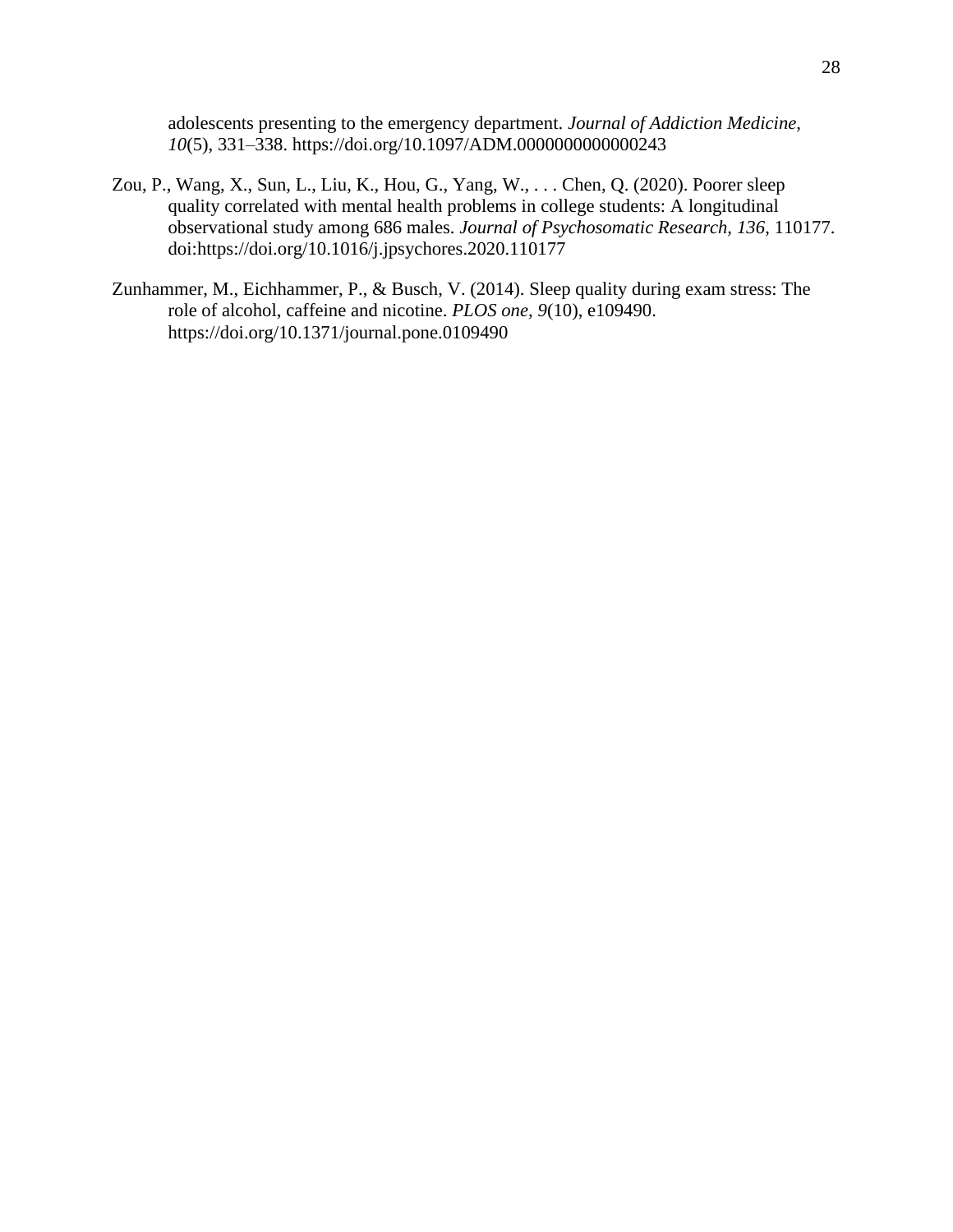adolescents presenting to the emergency department. *Journal of Addiction Medicine, 10*(5), 331–338. https://doi.org/10.1097/ADM.0000000000000243

Zou, P., Wang, X., Sun, L., Liu, K., Hou, G., Yang, W., . . . Chen, Q. (2020). Poorer sleep quality correlated with mental health problems in college students: A longitudinal observational study among 686 males. *Journal of Psychosomatic Research, 136*, 110177. doi:https://doi.org/10.1016/j.jpsychores.2020.110177

Zunhammer, M., Eichhammer, P., & Busch, V. (2014). Sleep quality during exam stress: The role of alcohol, caffeine and nicotine. *PLOS one*, *9*(10), e109490. https://doi.org/10.1371/journal.pone.0109490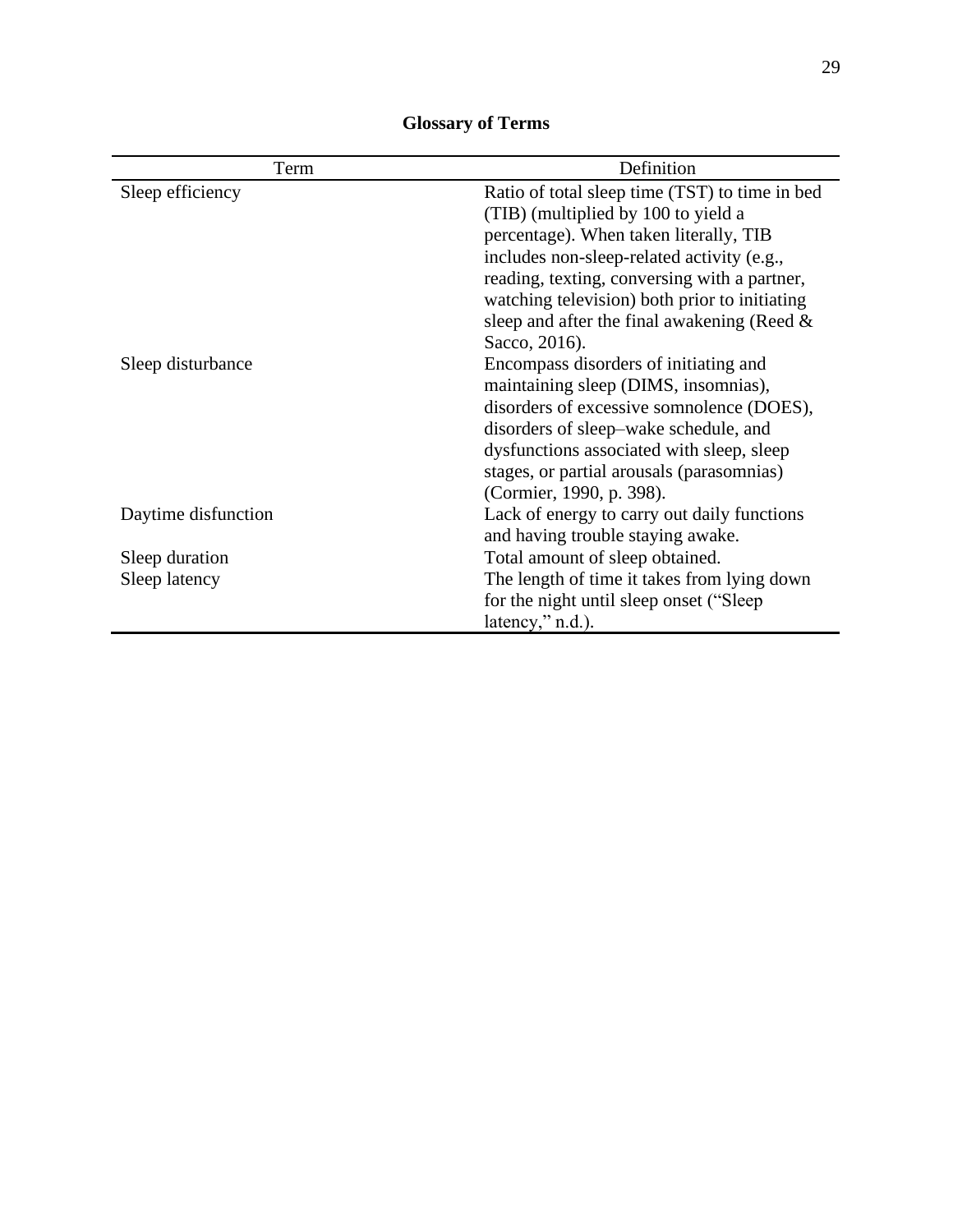**Glossary of Terms**

| Term | Definition |
|---|---|
| Sleep efficiency | Ratio of total sleep time (TST) to time in bed (TIB) (multiplied by 100 to yield a percentage). When taken literally, TIB includes non-sleep-related activity (e.g., reading, texting, conversing with a partner, watching television) both prior to initiating sleep and after the final awakening (Reed & Sacco, 2016). |
| Sleep disturbance | Encompass disorders of initiating and maintaining sleep (DIMS, insomnias), disorders of excessive somnolence (DOES), disorders of sleep–wake schedule, and dysfunctions associated with sleep, sleep stages, or partial arousals (parasomnias) (Cormier, 1990, p. 398). |
| Daytime disfunction | Lack of energy to carry out daily functions and having trouble staying awake. |
| Sleep duration | Total amount of sleep obtained. |
| Sleep latency | The length of time it takes from lying down for the night until sleep onset ("Sleep latency," n.d.). |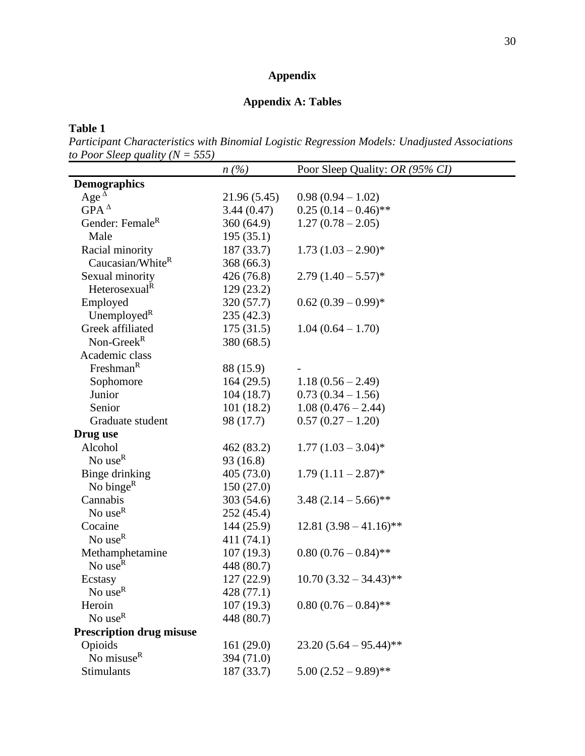# Appendix

## Appendix A: Tables

**Table 1**

*Participant Characteristics with Binomial Logistic Regression Models: Unadjusted Associations to Poor Sleep quality (N = 555)*

| | *n (%)* | Poor Sleep Quality: *OR (95% CI)* |
|---|---|---|
| **Demographics** | | |
| Age $^{\Delta}$ | 21.96 (5.45) | 0.98 (0.94 – 1.02) |
| GPA $^{\Delta}$ | 3.44 (0.47) | 0.25 (0.14 – 0.46)** |
| Gender: Female$^{R}$ | 360 (64.9) | 1.27 (0.78 – 2.05) |
| Male | 195 (35.1) | |
| Racial minority | 187 (33.7) | 1.73 (1.03 – 2.90)* |
| Caucasian/White$^{R}$ | 368 (66.3) | |
| Sexual minority | 426 (76.8) | 2.79 (1.40 – 5.57)* |
| Heterosexual$^{R}$ | 129 (23.2) | |
| Employed | 320 (57.7) | 0.62 (0.39 – 0.99)* |
| Unemployed$^{R}$ | 235 (42.3) | |
| Greek affiliated | 175 (31.5) | 1.04 (0.64 – 1.70) |
| Non-Greek$^{R}$ | 380 (68.5) | |
| Academic class | | |
| Freshman$^{R}$ | 88 (15.9) | - |
| Sophomore | 164 (29.5) | 1.18 (0.56 – 2.49) |
| Junior | 104 (18.7) | 0.73 (0.34 – 1.56) |
| Senior | 101 (18.2) | 1.08 (0.476 – 2.44) |
| Graduate student | 98 (17.7) | 0.57 (0.27 – 1.20) |
| **Drug use** | | |
| Alcohol | 462 (83.2) | 1.77 (1.03 – 3.04)* |
| No use$^{R}$ | 93 (16.8) | |
| Binge drinking | 405 (73.0) | 1.79 (1.11 – 2.87)* |
| No binge$^{R}$ | 150 (27.0) | |
| Cannabis | 303 (54.6) | 3.48 (2.14 – 5.66)** |
| No use$^{R}$ | 252 (45.4) | |
| Cocaine | 144 (25.9) | 12.81 (3.98 – 41.16)** |
| No use$^{R}$ | 411 (74.1) | |
| Methamphetamine | 107 (19.3) | 0.80 (0.76 – 0.84)** |
| No use$^{R}$ | 448 (80.7) | |
| Ecstasy | 127 (22.9) | 10.70 (3.32 – 34.43)** |
| No use$^{R}$ | 428 (77.1) | |
| Heroin | 107 (19.3) | 0.80 (0.76 – 0.84)** |
| No use$^{R}$ | 448 (80.7) | |
| **Prescription drug misuse** | | |
| Opioids | 161 (29.0) | 23.20 (5.64 – 95.44)** |
| No misuse$^{R}$ | 394 (71.0) | |
| Stimulants | 187 (33.7) | 5.00 (2.52 – 9.89)** |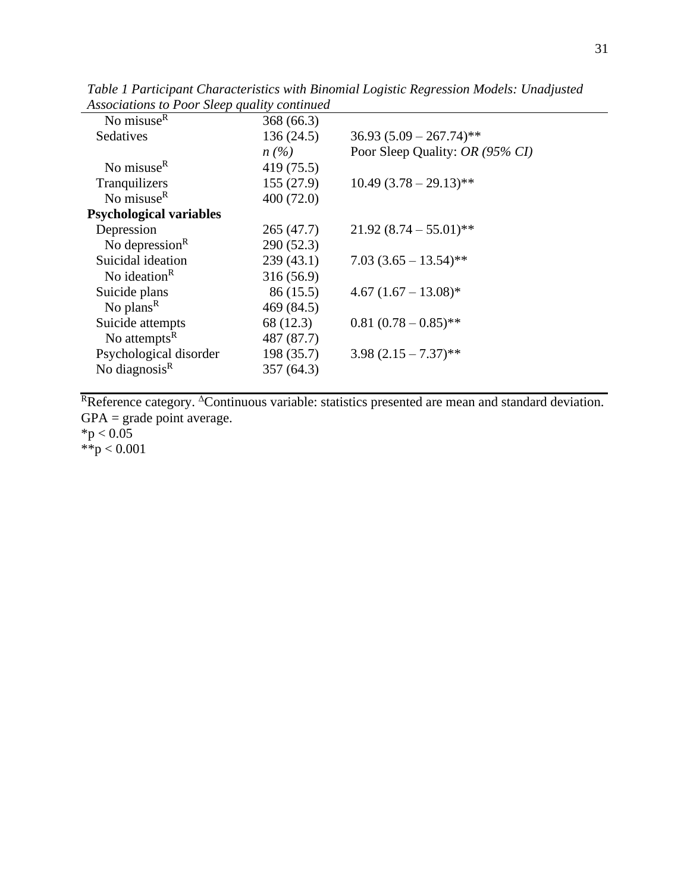*Table 1 Participant Characteristics with Binomial Logistic Regression Models: Unadjusted Associations to Poor Sleep quality continued*

| | | |
|---|---|---|
| No misuse[R] | 368 (66.3) | |
| Sedatives | 136 (24.5) | 36.93 (5.09 – 267.74)** |
| | *n (%)* | Poor Sleep Quality: *OR (95% CI)* |
| No misuse[R] | 419 (75.5) | |
| Tranquilizers | 155 (27.9) | 10.49 (3.78 – 29.13)** |
| No misuse[R] | 400 (72.0) | |
| **Psychological variables** | | |
| Depression | 265 (47.7) | 21.92 (8.74 – 55.01)** |
| No depression[R] | 290 (52.3) | |
| Suicidal ideation | 239 (43.1) | 7.03 (3.65 – 13.54)** |
| No ideation[R] | 316 (56.9) | |
| Suicide plans | 86 (15.5) | 4.67 (1.67 – 13.08)* |
| No plans[R] | 469 (84.5) | |
| Suicide attempts | 68 (12.3) | 0.81 (0.78 – 0.85)** |
| No attempts[R] | 487 (87.7) | |
| Psychological disorder | 198 (35.7) | 3.98 (2.15 – 7.37)** |
| No diagnosis[R] | 357 (64.3) | |

[R]Reference category. [Δ]Continuous variable: statistics presented are mean and standard deviation. GPA = grade point average.
*$p < 0.05$
**$p < 0.001$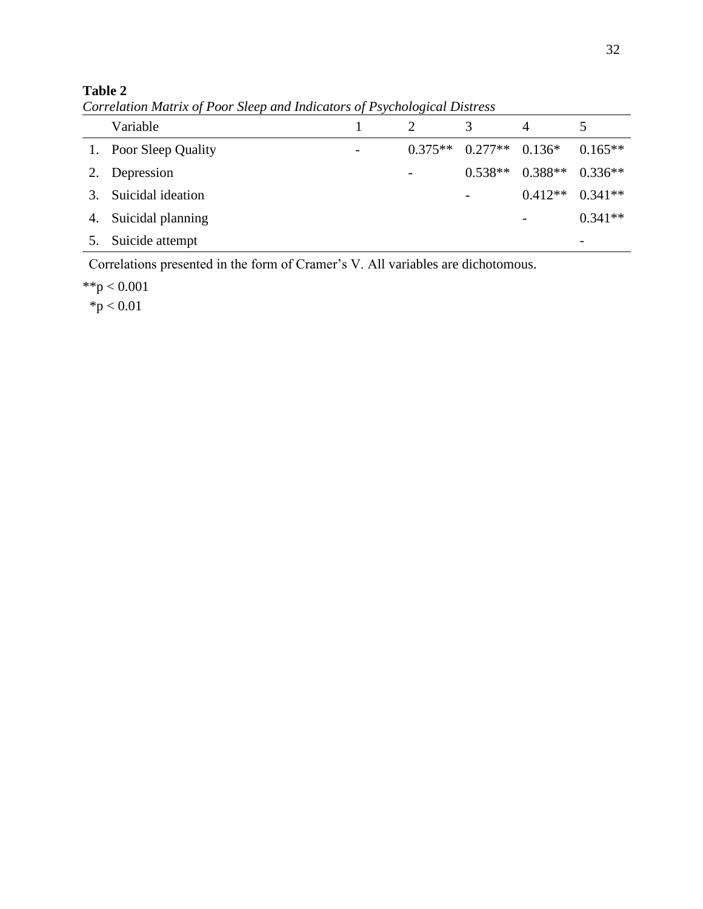**Table 2**

*Correlation Matrix of Poor Sleep and Indicators of Psychological Distress*

| | Variable | 1 | 2 | 3 | 4 | 5 |
|---|---|---|---|---|---|---|
| 1. | Poor Sleep Quality | - | 0.375** | 0.277** | 0.136* | 0.165** |
| 2. | Depression | | - | 0.538** | 0.388** | 0.336** |
| 3. | Suicidal ideation | | | - | 0.412** | 0.341** |
| 4. | Suicidal planning | | | | - | 0.341** |
| 5. | Suicide attempt | | | | | - |

Correlations presented in the form of Cramer's V. All variables are dichotomous.

**$p < 0.001$

*$p < 0.01$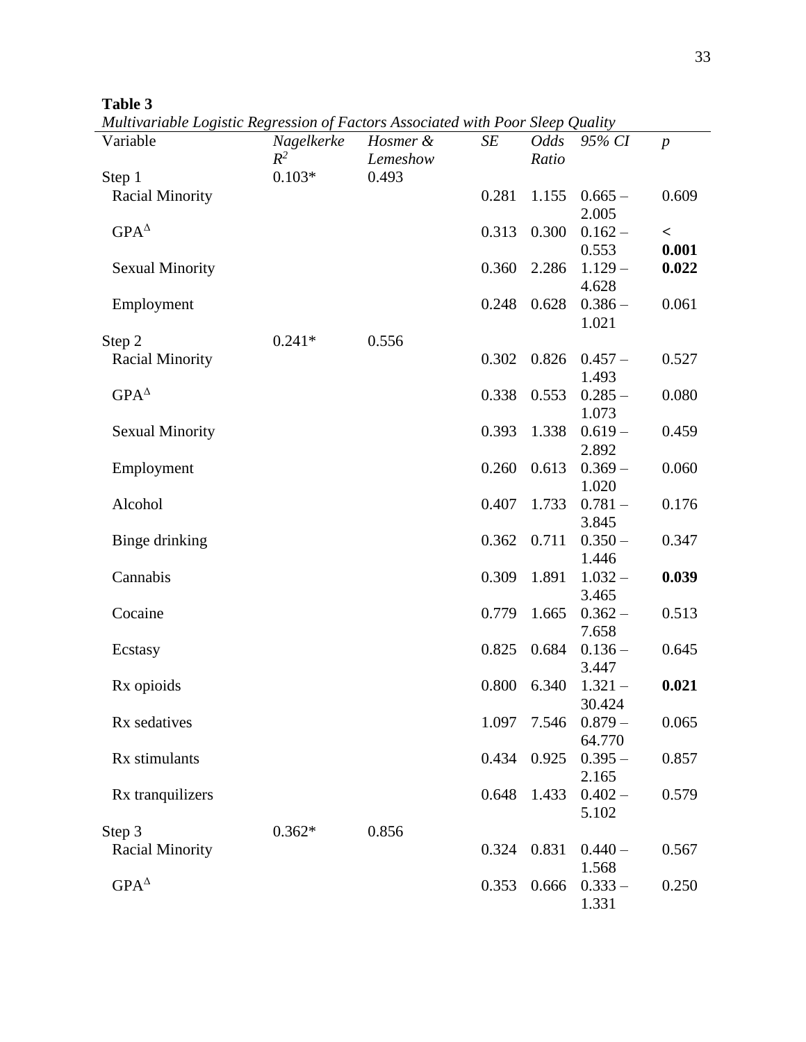**Table 3**

*Multivariable Logistic Regression of Factors Associated with Poor Sleep Quality*

| Variable | *Nagelkerke $R^2$* | *Hosmer & Lemeshow* | *SE* | *Odds Ratio* | *95% CI* | *p* |
|---|---|---|---|---|---|---|
| Step 1 | 0.103* | 0.493 | | | | |
| Racial Minority | | | 0.281 | 1.155 | 0.665 – 2.005 | 0.609 |
| GPA$^{\Delta}$ | | | 0.313 | 0.300 | 0.162 – 0.553 | **< 0.001** |
| Sexual Minority | | | 0.360 | 2.286 | 1.129 – 4.628 | **0.022** |
| Employment | | | 0.248 | 0.628 | 0.386 – 1.021 | 0.061 |
| Step 2 | 0.241* | 0.556 | | | | |
| Racial Minority | | | 0.302 | 0.826 | 0.457 – 1.493 | 0.527 |
| GPA$^{\Delta}$ | | | 0.338 | 0.553 | 0.285 – 1.073 | 0.080 |
| Sexual Minority | | | 0.393 | 1.338 | 0.619 – 2.892 | 0.459 |
| Employment | | | 0.260 | 0.613 | 0.369 – 1.020 | 0.060 |
| Alcohol | | | 0.407 | 1.733 | 0.781 – 3.845 | 0.176 |
| Binge drinking | | | 0.362 | 0.711 | 0.350 – 1.446 | 0.347 |
| Cannabis | | | 0.309 | 1.891 | 1.032 – 3.465 | **0.039** |
| Cocaine | | | 0.779 | 1.665 | 0.362 – 7.658 | 0.513 |
| Ecstasy | | | 0.825 | 0.684 | 0.136 – 3.447 | 0.645 |
| Rx opioids | | | 0.800 | 6.340 | 1.321 – 30.424 | **0.021** |
| Rx sedatives | | | 1.097 | 7.546 | 0.879 – 64.770 | 0.065 |
| Rx stimulants | | | 0.434 | 0.925 | 0.395 – 2.165 | 0.857 |
| Rx tranquilizers | | | 0.648 | 1.433 | 0.402 – 5.102 | 0.579 |
| Step 3 | 0.362* | 0.856 | | | | |
| Racial Minority | | | 0.324 | 0.831 | 0.440 – 1.568 | 0.567 |
| GPA$^{\Delta}$ | | | 0.353 | 0.666 | 0.333 – 1.331 | 0.250 |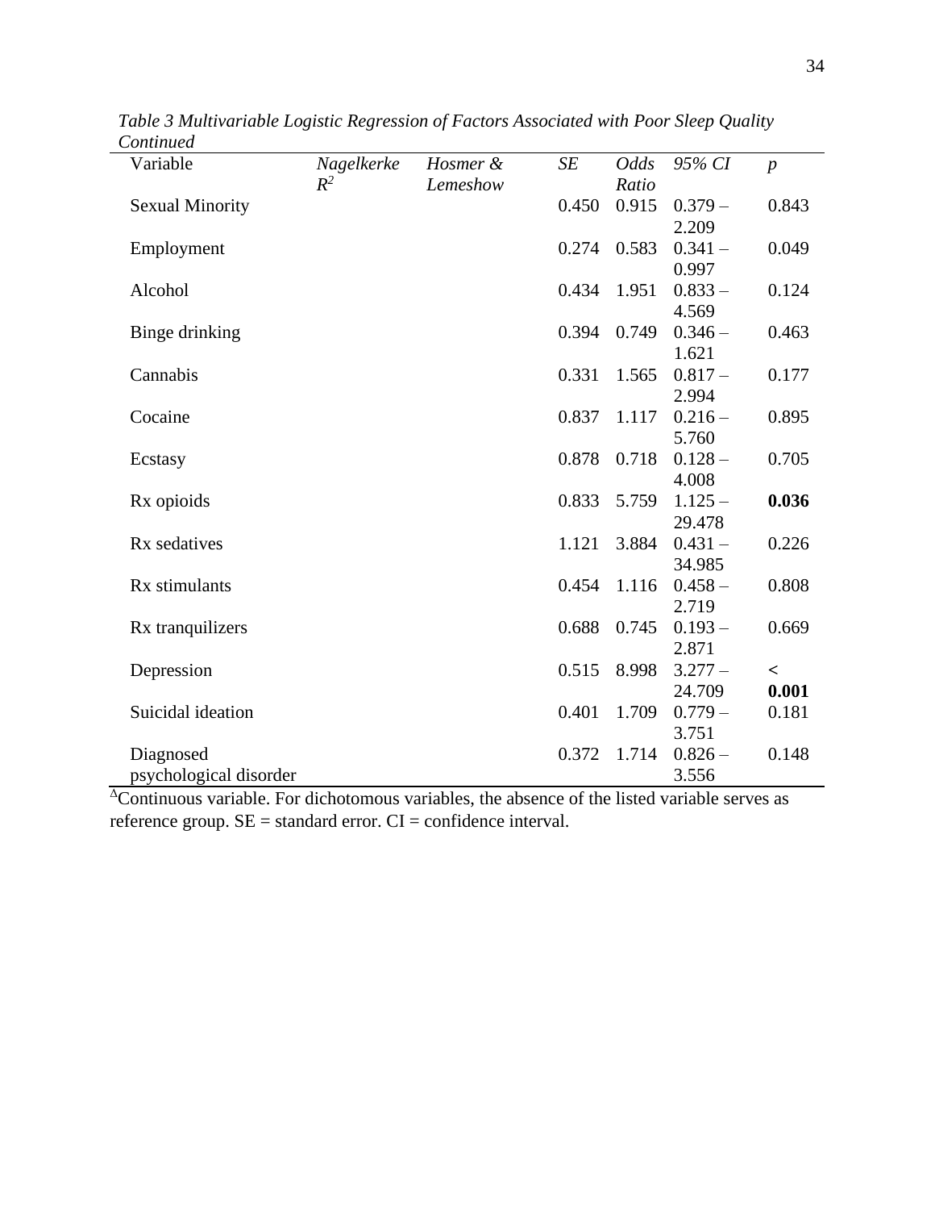*Table 3 Multivariable Logistic Regression of Factors Associated with Poor Sleep Quality Continued*

| Variable | *Nagelkerke $R^2$* | *Hosmer & Lemeshow* | *SE* | *Odds Ratio* | *95% CI* | *p* |
|---|---|---|---|---|---|---|
| Sexual Minority | | | 0.450 | 0.915 | 0.379 – 2.209 | 0.843 |
| Employment | | | 0.274 | 0.583 | 0.341 – 0.997 | 0.049 |
| Alcohol | | | 0.434 | 1.951 | 0.833 – 4.569 | 0.124 |
| Binge drinking | | | 0.394 | 0.749 | 0.346 – 1.621 | 0.463 |
| Cannabis | | | 0.331 | 1.565 | 0.817 – 2.994 | 0.177 |
| Cocaine | | | 0.837 | 1.117 | 0.216 – 5.760 | 0.895 |
| Ecstasy | | | 0.878 | 0.718 | 0.128 – 4.008 | 0.705 |
| Rx opioids | | | 0.833 | 5.759 | 1.125 – 29.478 | **0.036** |
| Rx sedatives | | | 1.121 | 3.884 | 0.431 – 34.985 | 0.226 |
| Rx stimulants | | | 0.454 | 1.116 | 0.458 – 2.719 | 0.808 |
| Rx tranquilizers | | | 0.688 | 0.745 | 0.193 – 2.871 | 0.669 |
| Depression | | | 0.515 | 8.998 | 3.277 – 24.709 | < **0.001** |
| Suicidal ideation | | | 0.401 | 1.709 | 0.779 – 3.751 | 0.181 |
| Diagnosed psychological disorder | | | 0.372 | 1.714 | 0.826 – 3.556 | 0.148 |

$^{\Delta}$Continuous variable. For dichotomous variables, the absence of the listed variable serves as reference group. SE = standard error. CI = confidence interval.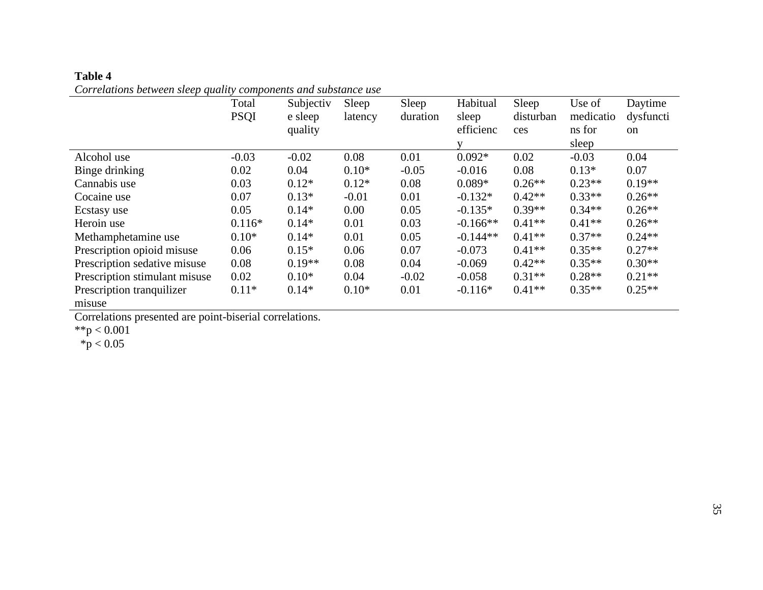**Table 4**

*Correlations between sleep quality components and substance use*

| | Total PSQI | Subjective sleep quality | Sleep latency | Sleep duration | Habitual sleep efficiency | Sleep disturbances | Use of medications for sleep | Daytime dysfunction |
|---|---|---|---|---|---|---|---|---|
| Alcohol use | -0.03 | -0.02 | 0.08 | 0.01 | 0.092* | 0.02 | -0.03 | 0.04 |
| Binge drinking | 0.02 | 0.04 | 0.10* | -0.05 | -0.016 | 0.08 | 0.13* | 0.07 |
| Cannabis use | 0.03 | 0.12* | 0.12* | 0.08 | 0.089* | 0.26** | 0.23** | 0.19** |
| Cocaine use | 0.07 | 0.13* | -0.01 | 0.01 | -0.132* | 0.42** | 0.33** | 0.26** |
| Ecstasy use | 0.05 | 0.14* | 0.00 | 0.05 | -0.135* | 0.39** | 0.34** | 0.26** |
| Heroin use | 0.116* | 0.14* | 0.01 | 0.03 | -0.166** | 0.41** | 0.41** | 0.26** |
| Methamphetamine use | 0.10* | 0.14* | 0.01 | 0.05 | -0.144** | 0.41** | 0.37** | 0.24** |
| Prescription opioid misuse | 0.06 | 0.15* | 0.06 | 0.07 | -0.073 | 0.41** | 0.35** | 0.27** |
| Prescription sedative misuse | 0.08 | 0.19** | 0.08 | 0.04 | -0.069 | 0.42** | 0.35** | 0.30** |
| Prescription stimulant misuse | 0.02 | 0.10* | 0.04 | -0.02 | -0.058 | 0.31** | 0.28** | 0.21** |
| Prescription tranquilizer misuse | 0.11* | 0.14* | 0.10* | 0.01 | -0.116* | 0.41** | 0.35** | 0.25** |

Correlations presented are point-biserial correlations.

**$p < 0.001$

*$p < 0.05$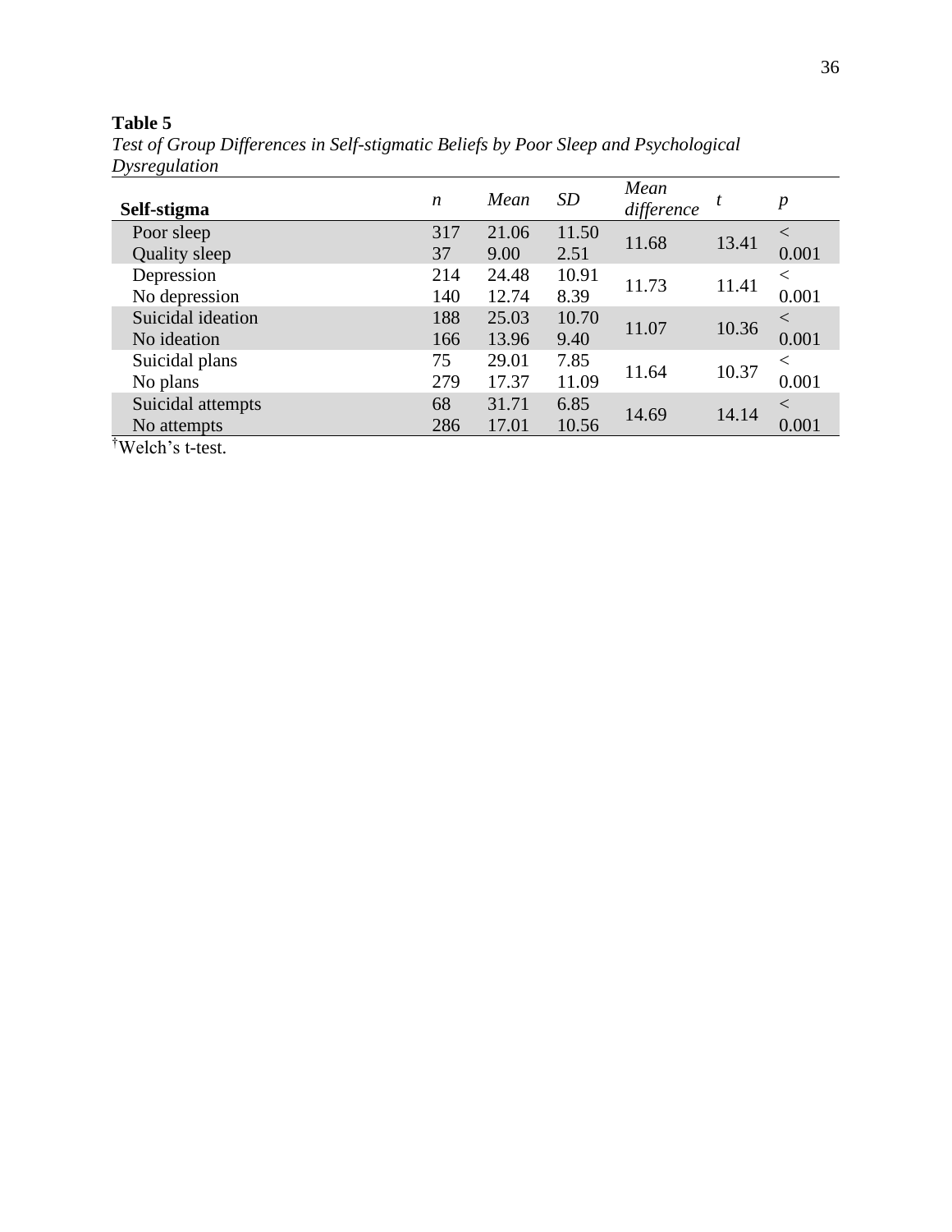**Table 5**

*Test of Group Differences in Self-stigmatic Beliefs by Poor Sleep and Psychological Dysregulation*

| **Self-stigma** | *n* | *Mean* | *SD* | *Mean difference* | *t* | *p* |
|---|---|---|---|---|---|---|
| Poor sleep | 317 | 21.06 | 11.50 | 11.68 | 13.41 | < 0.001 |
| Quality sleep | 37 | 9.00 | 2.51 | | | |
| Depression | 214 | 24.48 | 10.91 | 11.73 | 11.41 | < 0.001 |
| No depression | 140 | 12.74 | 8.39 | | | |
| Suicidal ideation | 188 | 25.03 | 10.70 | 11.07 | 10.36 | < 0.001 |
| No ideation | 166 | 13.96 | 9.40 | | | |
| Suicidal plans | 75 | 29.01 | 7.85 | 11.64 | 10.37 | < 0.001 |
| No plans | 279 | 17.37 | 11.09 | | | |
| Suicidal attempts | 68 | 31.71 | 6.85 | 14.69 | 14.14 | < 0.001 |
| No attempts | 286 | 17.01 | 10.56 | | | |

†Welch's t-test.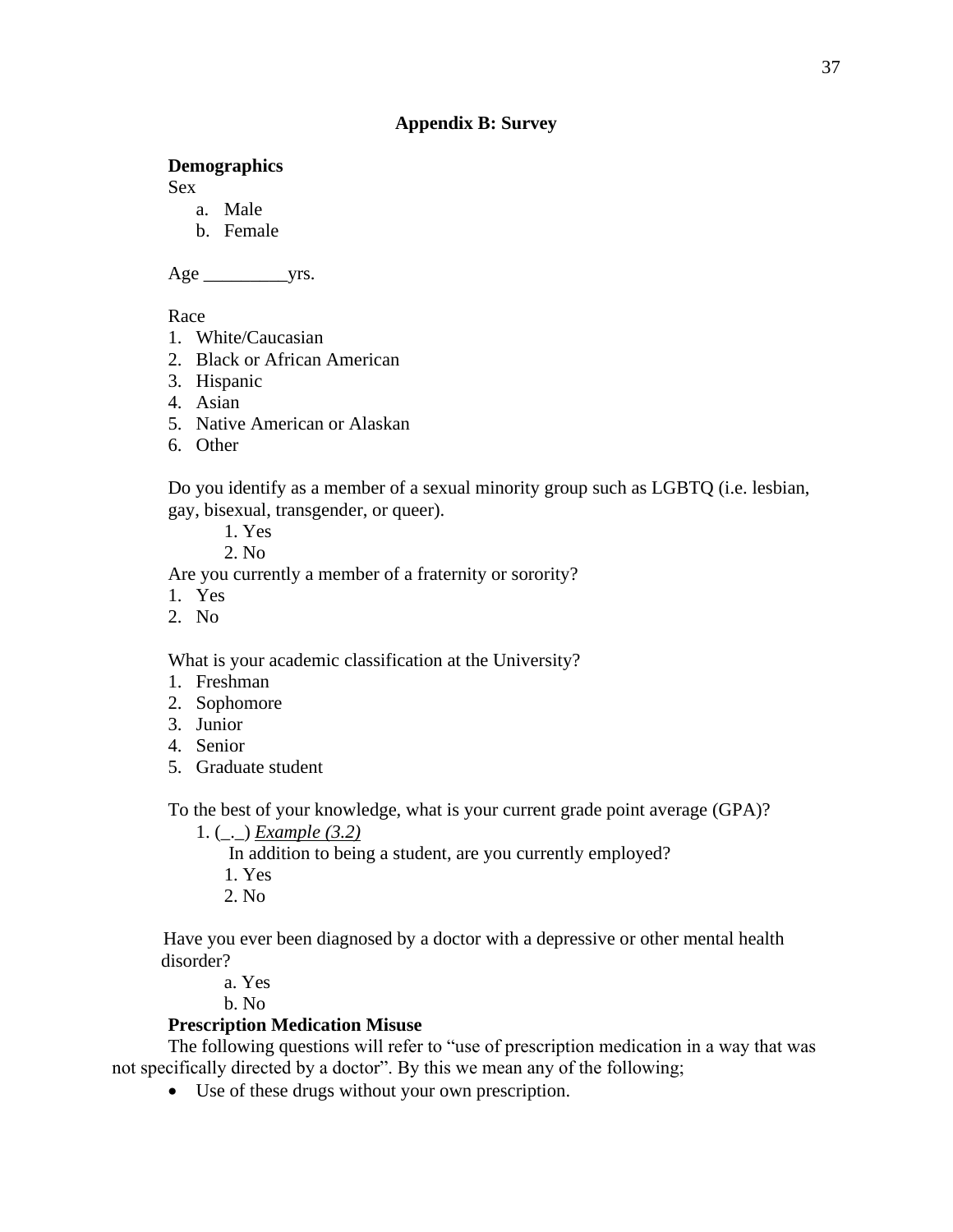## Appendix B: Survey

**Demographics**

Sex

a. Male
b. Female

Age _________yrs.

Race

1. White/Caucasian
2. Black or African American
3. Hispanic
4. Asian
5. Native American or Alaskan
6. Other

Do you identify as a member of a sexual minority group such as LGBTQ (i.e. lesbian, gay, bisexual, transgender, or queer).

1. Yes
2. No

Are you currently a member of a fraternity or sorority?

1. Yes
2. No

What is your academic classification at the University?

1. Freshman
2. Sophomore
3. Junior
4. Senior
5. Graduate student

To the best of your knowledge, what is your current grade point average (GPA)?

1. (_._) *Example (3.2)*

In addition to being a student, are you currently employed?

1. Yes
2. No

Have you ever been diagnosed by a doctor with a depressive or other mental health disorder?

a. Yes
b. No

**Prescription Medication Misuse**

The following questions will refer to "use of prescription medication in a way that was not specifically directed by a doctor". By this we mean any of the following;

- Use of these drugs without your own prescription.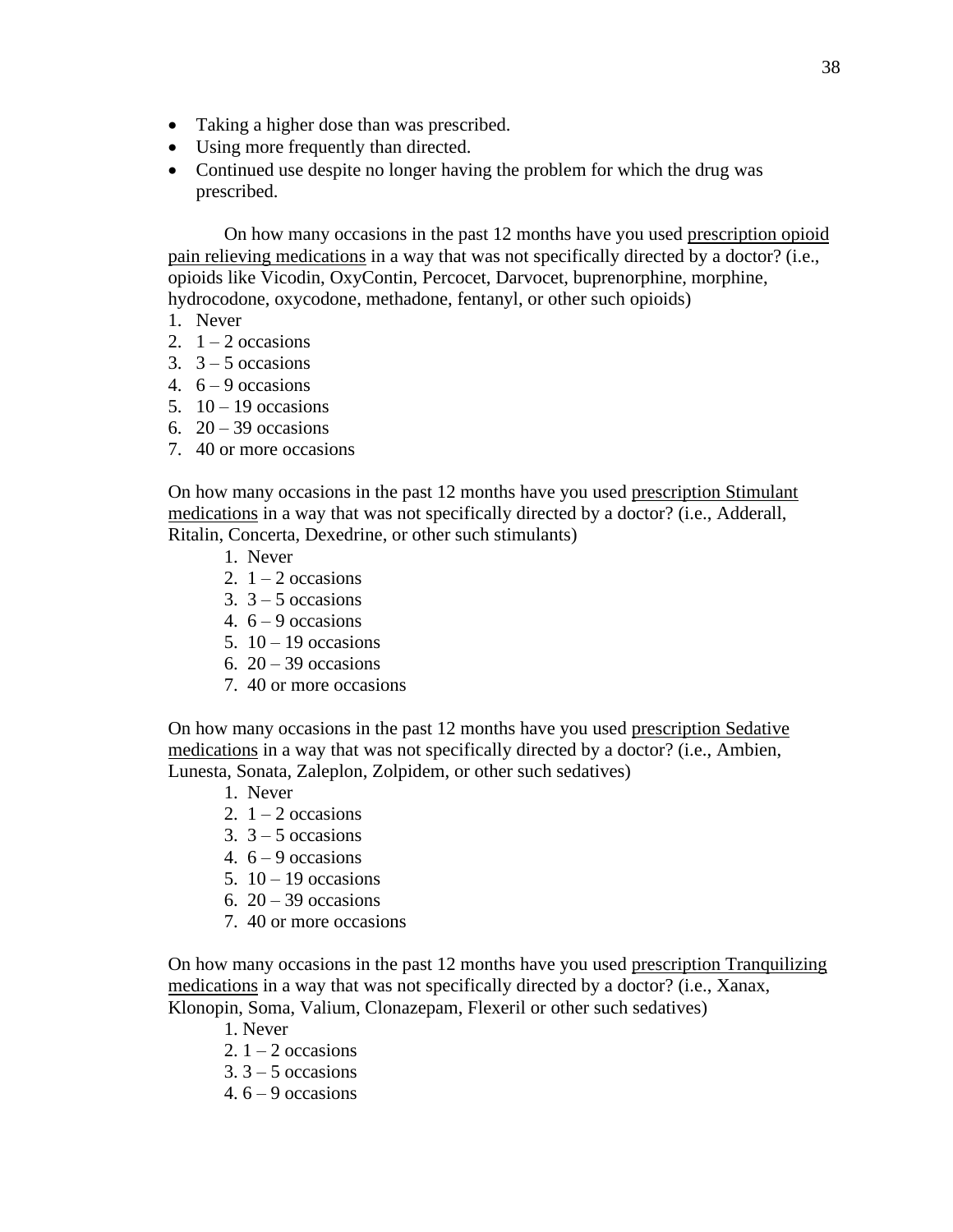- Taking a higher dose than was prescribed.
- Using more frequently than directed.
- Continued use despite no longer having the problem for which the drug was prescribed.

On how many occasions in the past 12 months have you used prescription opioid pain relieving medications in a way that was not specifically directed by a doctor? (i.e., opioids like Vicodin, OxyContin, Percocet, Darvocet, buprenorphine, morphine, hydrocodone, oxycodone, methadone, fentanyl, or other such opioids)

1. Never
2. 1 – 2 occasions
3. 3 – 5 occasions
4. 6 – 9 occasions
5. 10 – 19 occasions
6. 20 – 39 occasions
7. 40 or more occasions

On how many occasions in the past 12 months have you used prescription Stimulant medications in a way that was not specifically directed by a doctor? (i.e., Adderall, Ritalin, Concerta, Dexedrine, or other such stimulants)

1. Never
2. 1 – 2 occasions
3. 3 – 5 occasions
4. 6 – 9 occasions
5. 10 – 19 occasions
6. 20 – 39 occasions
7. 40 or more occasions

On how many occasions in the past 12 months have you used prescription Sedative medications in a way that was not specifically directed by a doctor? (i.e., Ambien, Lunesta, Sonata, Zaleplon, Zolpidem, or other such sedatives)

1. Never
2. 1 – 2 occasions
3. 3 – 5 occasions
4. 6 – 9 occasions
5. 10 – 19 occasions
6. 20 – 39 occasions
7. 40 or more occasions

On how many occasions in the past 12 months have you used prescription Tranquilizing medications in a way that was not specifically directed by a doctor? (i.e., Xanax, Klonopin, Soma, Valium, Clonazepam, Flexeril or other such sedatives)

1. Never
2. 1 – 2 occasions
3. 3 – 5 occasions
4. 6 – 9 occasions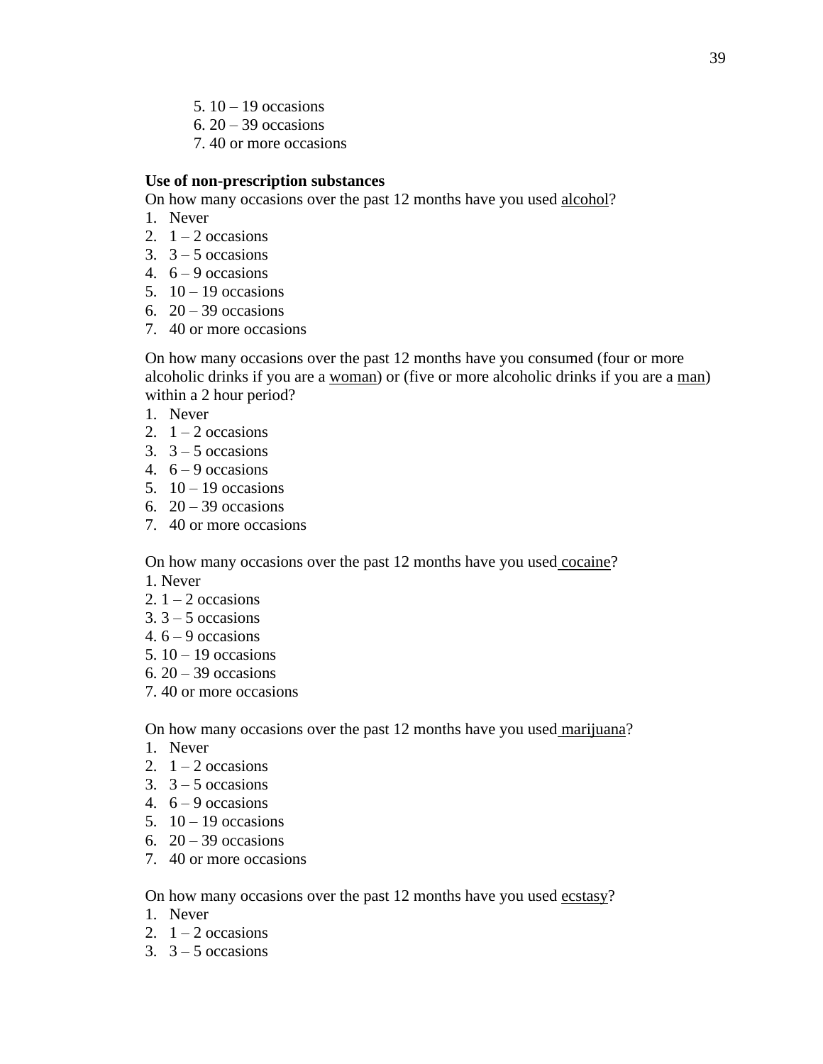5. 10 – 19 occasions
6. 20 – 39 occasions
7. 40 or more occasions

**Use of non-prescription substances**

On how many occasions over the past 12 months have you used alcohol?

1. Never
2. 1 – 2 occasions
3. 3 – 5 occasions
4. 6 – 9 occasions
5. 10 – 19 occasions
6. 20 – 39 occasions
7. 40 or more occasions

On how many occasions over the past 12 months have you consumed (four or more alcoholic drinks if you are a woman) or (five or more alcoholic drinks if you are a man) within a 2 hour period?

1. Never
2. 1 – 2 occasions
3. 3 – 5 occasions
4. 6 – 9 occasions
5. 10 – 19 occasions
6. 20 – 39 occasions
7. 40 or more occasions

On how many occasions over the past 12 months have you used cocaine?

1. Never
2. 1 – 2 occasions
3. 3 – 5 occasions
4. 6 – 9 occasions
5. 10 – 19 occasions
6. 20 – 39 occasions
7. 40 or more occasions

On how many occasions over the past 12 months have you used marijuana?

1. Never
2. 1 – 2 occasions
3. 3 – 5 occasions
4. 6 – 9 occasions
5. 10 – 19 occasions
6. 20 – 39 occasions
7. 40 or more occasions

On how many occasions over the past 12 months have you used ecstasy?

1. Never
2. 1 – 2 occasions
3. 3 – 5 occasions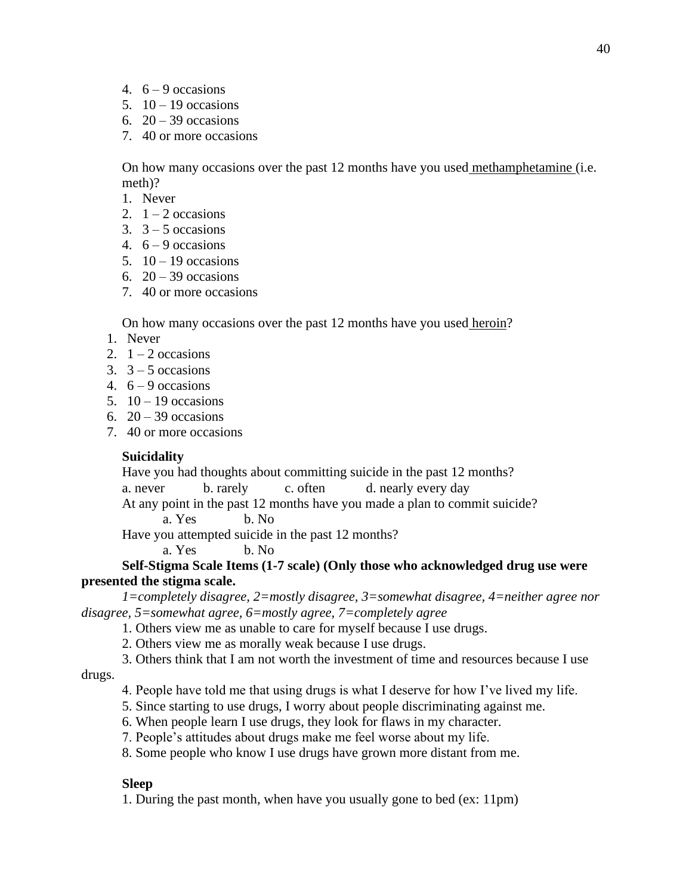4. 6 – 9 occasions
5. 10 – 19 occasions
6. 20 – 39 occasions
7. 40 or more occasions

On how many occasions over the past 12 months have you used methamphetamine (i.e. meth)?

1. Never
2. 1 – 2 occasions
3. 3 – 5 occasions
4. 6 – 9 occasions
5. 10 – 19 occasions
6. 20 – 39 occasions
7. 40 or more occasions

On how many occasions over the past 12 months have you used heroin?

1. Never
2. 1 – 2 occasions
3. 3 – 5 occasions
4. 6 – 9 occasions
5. 10 – 19 occasions
6. 20 – 39 occasions
7. 40 or more occasions

**Suicidality**

Have you had thoughts about committing suicide in the past 12 months?

a. never b. rarely c. often d. nearly every day

At any point in the past 12 months have you made a plan to commit suicide?

a. Yes b. No

Have you attempted suicide in the past 12 months?

a. Yes b. No

**Self-Stigma Scale Items (1-7 scale) (Only those who acknowledged drug use were presented the stigma scale.**

*1=completely disagree, 2=mostly disagree, 3=somewhat disagree, 4=neither agree nor disagree, 5=somewhat agree, 6=mostly agree, 7=completely agree*

1. Others view me as unable to care for myself because I use drugs.
2. Others view me as morally weak because I use drugs.
3. Others think that I am not worth the investment of time and resources because I use drugs.
4. People have told me that using drugs is what I deserve for how I've lived my life.
5. Since starting to use drugs, I worry about people discriminating against me.
6. When people learn I use drugs, they look for flaws in my character.
7. People's attitudes about drugs make me feel worse about my life.
8. Some people who know I use drugs have grown more distant from me.

**Sleep**

1. During the past month, when have you usually gone to bed (ex: 11pm)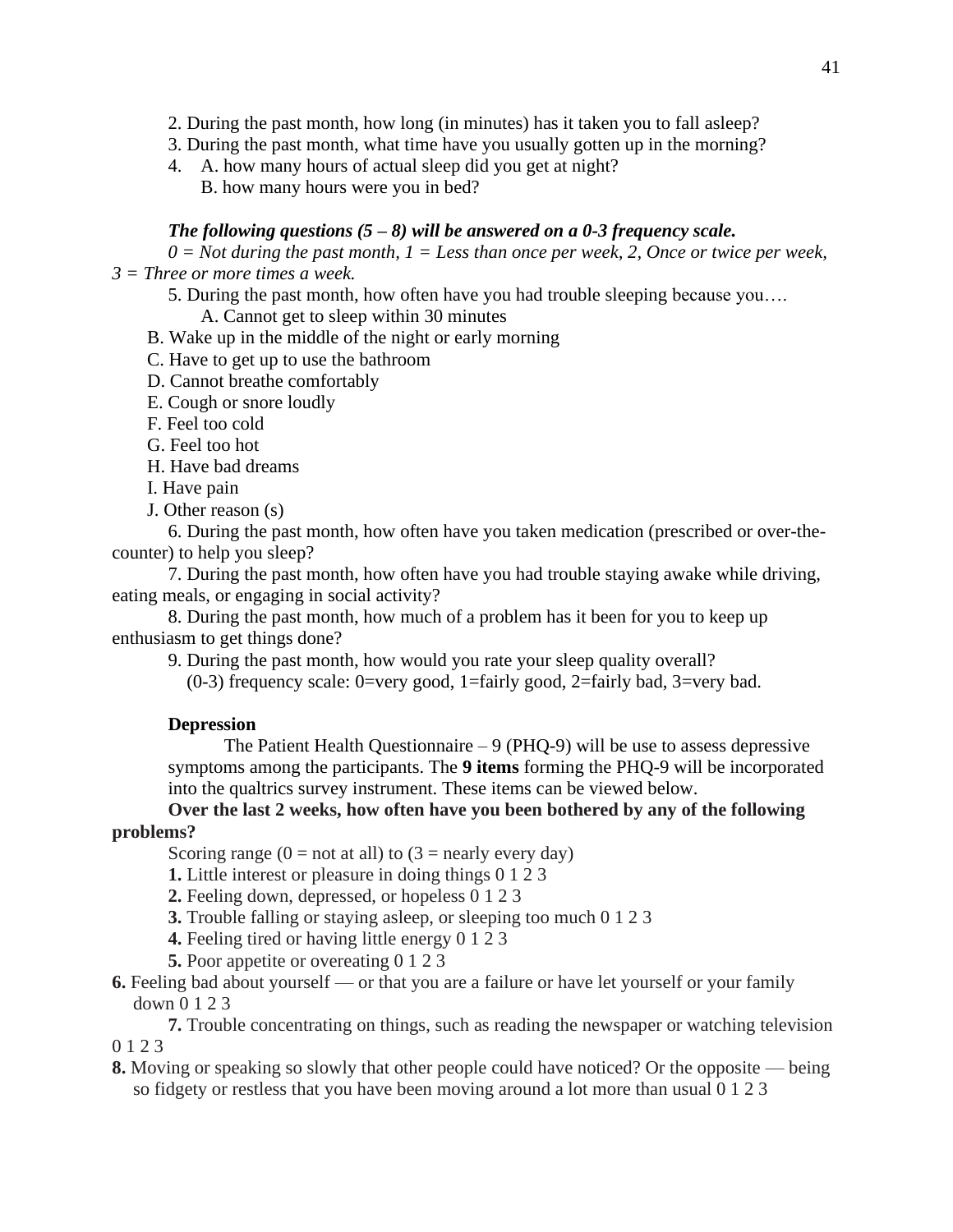2. During the past month, how long (in minutes) has it taken you to fall asleep?

3. During the past month, what time have you usually gotten up in the morning?

4. A. how many hours of actual sleep did you get at night?
   B. how many hours were you in bed?

***The following questions (5 – 8) will be answered on a 0-3 frequency scale.***

*0 = Not during the past month, 1 = Less than once per week, 2, Once or twice per week, 3 = Three or more times a week.*

5. During the past month, how often have you had trouble sleeping because you….
   A. Cannot get to sleep within 30 minutes
   B. Wake up in the middle of the night or early morning
   C. Have to get up to use the bathroom
   D. Cannot breathe comfortably
   E. Cough or snore loudly
   F. Feel too cold
   G. Feel too hot
   H. Have bad dreams
   I. Have pain
   J. Other reason (s)

6. During the past month, how often have you taken medication (prescribed or over-the-counter) to help you sleep?

7. During the past month, how often have you had trouble staying awake while driving, eating meals, or engaging in social activity?

8. During the past month, how much of a problem has it been for you to keep up enthusiasm to get things done?

9. During the past month, how would you rate your sleep quality overall?
   (0-3) frequency scale: 0=very good, 1=fairly good, 2=fairly bad, 3=very bad.

**Depression**

The Patient Health Questionnaire – 9 (PHQ-9) will be use to assess depressive symptoms among the participants. The **9 items** forming the PHQ-9 will be incorporated into the qualtrics survey instrument. These items can be viewed below.

**Over the last 2 weeks, how often have you been bothered by any of the following problems?**

Scoring range (0 = not at all) to (3 = nearly every day)

**1.** Little interest or pleasure in doing things 0 1 2 3

**2.** Feeling down, depressed, or hopeless 0 1 2 3

**3.** Trouble falling or staying asleep, or sleeping too much 0 1 2 3

**4.** Feeling tired or having little energy 0 1 2 3

**5.** Poor appetite or overeating 0 1 2 3

**6.** Feeling bad about yourself — or that you are a failure or have let yourself or your family down 0 1 2 3

**7.** Trouble concentrating on things, such as reading the newspaper or watching television 0 1 2 3

**8.** Moving or speaking so slowly that other people could have noticed? Or the opposite — being so fidgety or restless that you have been moving around a lot more than usual 0 1 2 3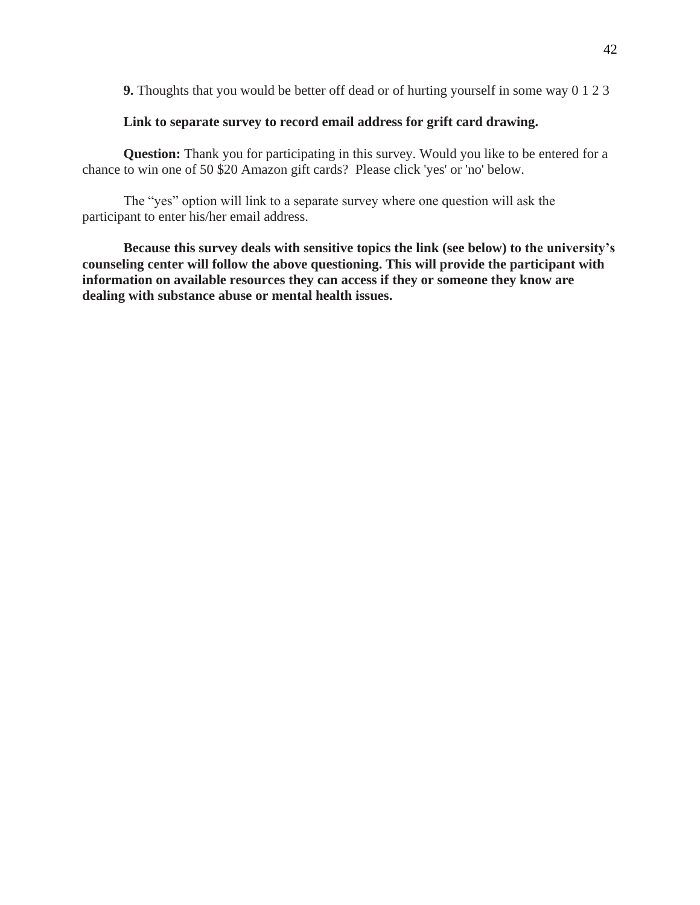**9.** Thoughts that you would be better off dead or of hurting yourself in some way 0 1 2 3

**Link to separate survey to record email address for grift card drawing.**

**Question:** Thank you for participating in this survey. Would you like to be entered for a chance to win one of 50 $20 Amazon gift cards? Please click 'yes' or 'no' below.

The "yes" option will link to a separate survey where one question will ask the participant to enter his/her email address.

**Because this survey deals with sensitive topics the link (see below) to the university's counseling center will follow the above questioning. This will provide the participant with information on available resources they can access if they or someone they know are dealing with substance abuse or mental health issues.**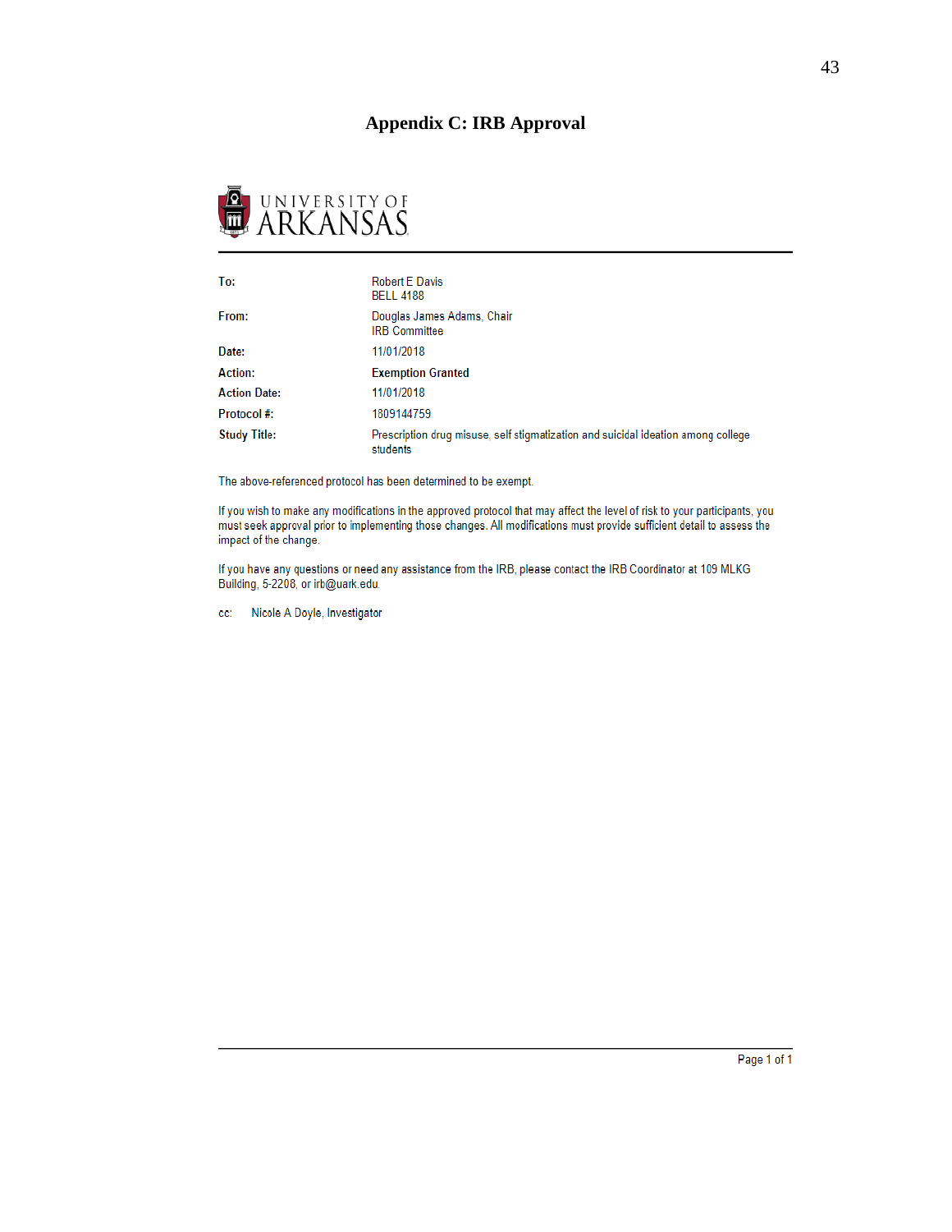# Appendix C: IRB Approval

UNIVERSITY OF ARKANSAS

| | |
|---|---|
| **To:** | Robert E Davis<br>BELL 4188 |
| **From:** | Douglas James Adams, Chair<br>IRB Committee |
| **Date:** | 11/01/2018 |
| **Action:** | **Exemption Granted** |
| **Action Date:** | 11/01/2018 |
| **Protocol #:** | 1809144759 |
| **Study Title:** | Prescription drug misuse, self stigmatization and suicidal ideation among college students |

The above-referenced protocol has been determined to be exempt.

If you wish to make any modifications in the approved protocol that may affect the level of risk to your participants, you must seek approval prior to implementing those changes. All modifications must provide sufficient detail to assess the impact of the change.

If you have any questions or need any assistance from the IRB, please contact the IRB Coordinator at 109 MLKG Building, 5-2208, or irb@uark.edu.

cc: Nicole A Doyle, Investigator